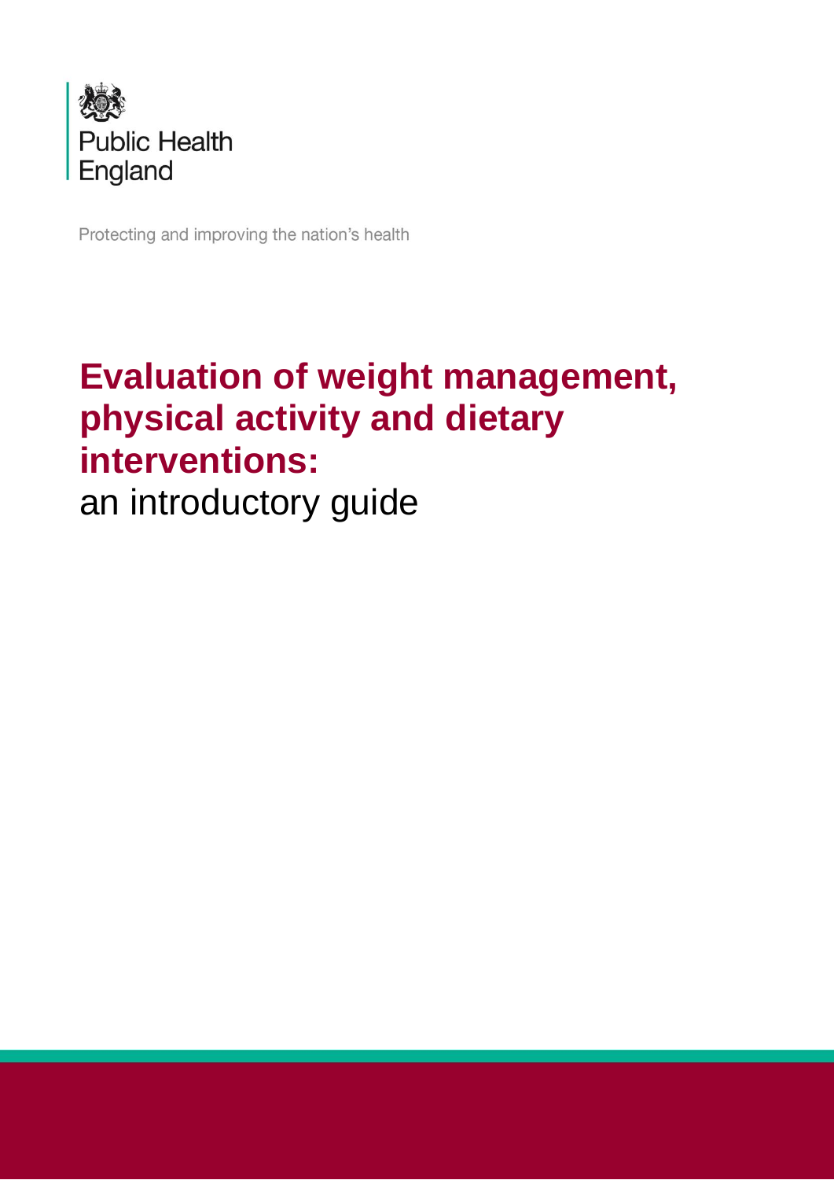Public Health England

Protecting and improving the nation's health

# Evaluation of weight management, physical activity and dietary interventions:

an introductory guide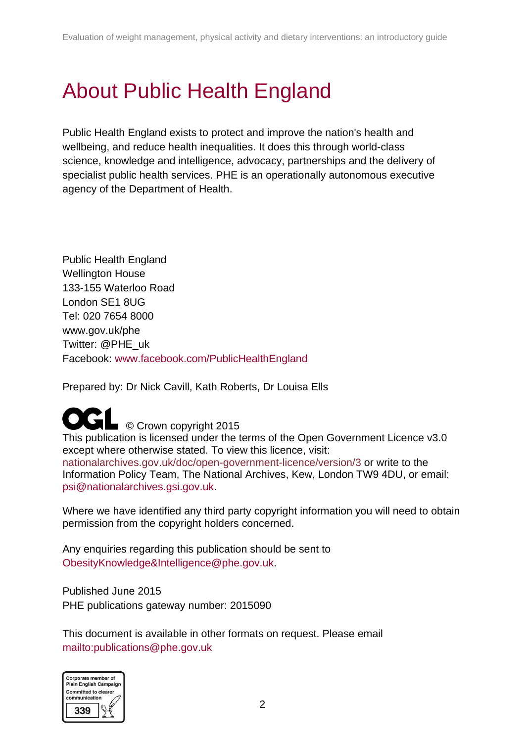# About Public Health England

Public Health England exists to protect and improve the nation's health and wellbeing, and reduce health inequalities. It does this through world-class science, knowledge and intelligence, advocacy, partnerships and the delivery of specialist public health services. PHE is an operationally autonomous executive agency of the Department of Health.

Public Health England
Wellington House
133-155 Waterloo Road
London SE1 8UG
Tel: 020 7654 8000
www.gov.uk/phe
Twitter: @PHE_uk
Facebook: www.facebook.com/PublicHealthEngland

Prepared by: Dr Nick Cavill, Kath Roberts, Dr Louisa Ells

© Crown copyright 2015
This publication is licensed under the terms of the Open Government Licence v3.0 except where otherwise stated. To view this licence, visit: nationalarchives.gov.uk/doc/open-government-licence/version/3 or write to the Information Policy Team, The National Archives, Kew, London TW9 4DU, or email: psi@nationalarchives.gsi.gov.uk.

Where we have identified any third party copyright information you will need to obtain permission from the copyright holders concerned.

Any enquiries regarding this publication should be sent to ObesityKnowledge&Intelligence@phe.gov.uk.

Published June 2015
PHE publications gateway number: 2015090

This document is available in other formats on request. Please email mailto:publications@phe.gov.uk

Corporate member of Plain English Campaign
Committed to clearer communication
339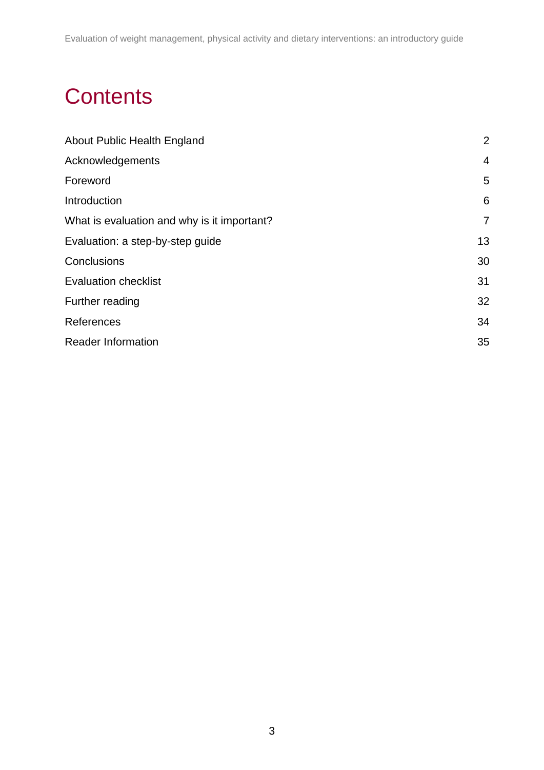# Contents

| | |
|---|---|
| About Public Health England | 2 |
| Acknowledgements | 4 |
| Foreword | 5 |
| Introduction | 6 |
| What is evaluation and why is it important? | 7 |
| Evaluation: a step-by-step guide | 13 |
| Conclusions | 30 |
| Evaluation checklist | 31 |
| Further reading | 32 |
| References | 34 |
| Reader Information | 35 |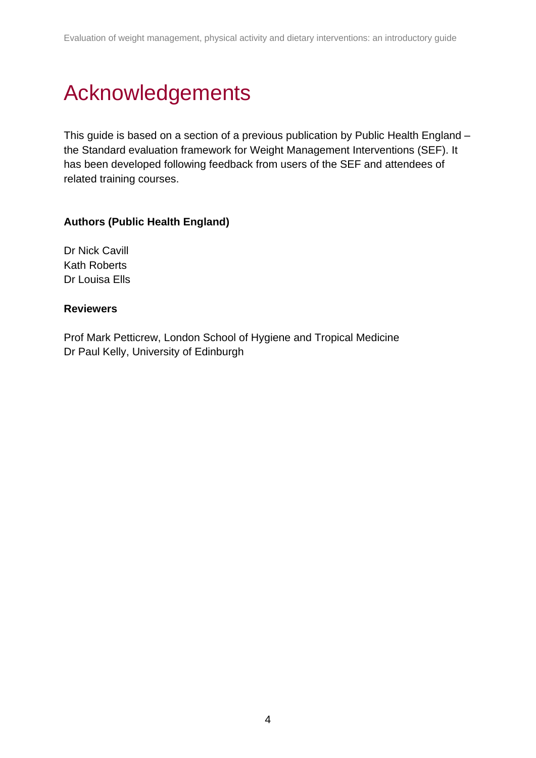# Acknowledgements

This guide is based on a section of a previous publication by Public Health England – the Standard evaluation framework for Weight Management Interventions (SEF). It has been developed following feedback from users of the SEF and attendees of related training courses.

**Authors (Public Health England)**

Dr Nick Cavill
Kath Roberts
Dr Louisa Ells

**Reviewers**

Prof Mark Petticrew, London School of Hygiene and Tropical Medicine
Dr Paul Kelly, University of Edinburgh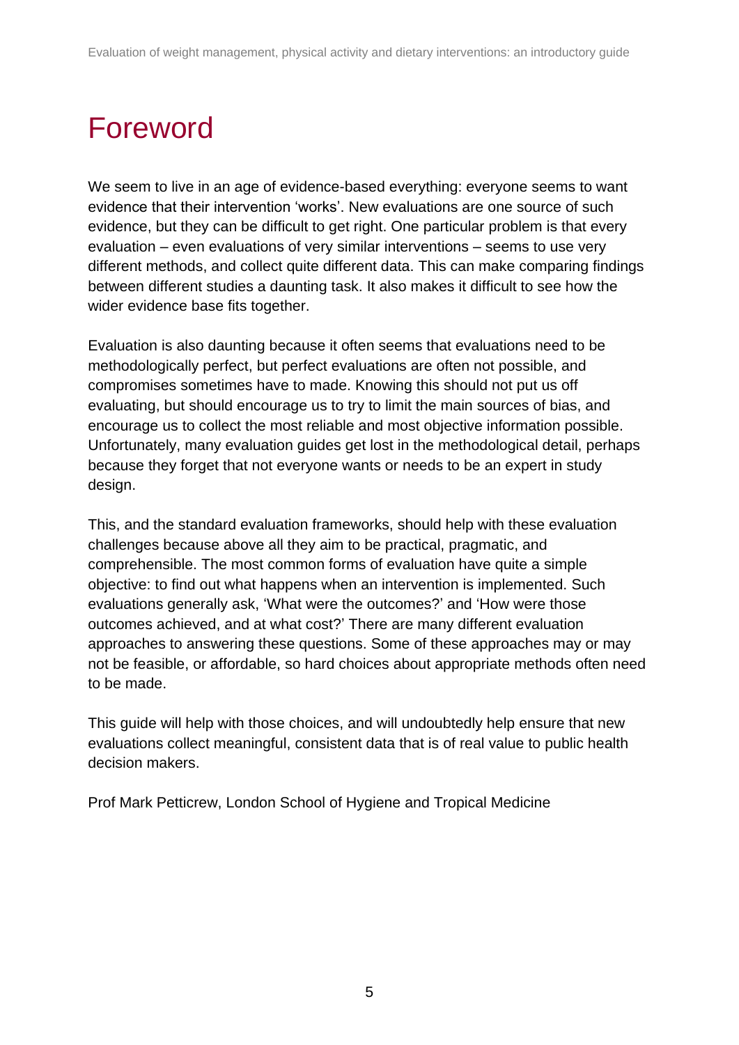# Foreword

We seem to live in an age of evidence-based everything: everyone seems to want evidence that their intervention 'works'. New evaluations are one source of such evidence, but they can be difficult to get right. One particular problem is that every evaluation – even evaluations of very similar interventions – seems to use very different methods, and collect quite different data. This can make comparing findings between different studies a daunting task. It also makes it difficult to see how the wider evidence base fits together.

Evaluation is also daunting because it often seems that evaluations need to be methodologically perfect, but perfect evaluations are often not possible, and compromises sometimes have to made. Knowing this should not put us off evaluating, but should encourage us to try to limit the main sources of bias, and encourage us to collect the most reliable and most objective information possible. Unfortunately, many evaluation guides get lost in the methodological detail, perhaps because they forget that not everyone wants or needs to be an expert in study design.

This, and the standard evaluation frameworks, should help with these evaluation challenges because above all they aim to be practical, pragmatic, and comprehensible. The most common forms of evaluation have quite a simple objective: to find out what happens when an intervention is implemented. Such evaluations generally ask, 'What were the outcomes?' and 'How were those outcomes achieved, and at what cost?' There are many different evaluation approaches to answering these questions. Some of these approaches may or may not be feasible, or affordable, so hard choices about appropriate methods often need to be made.

This guide will help with those choices, and will undoubtedly help ensure that new evaluations collect meaningful, consistent data that is of real value to public health decision makers.

Prof Mark Petticrew, London School of Hygiene and Tropical Medicine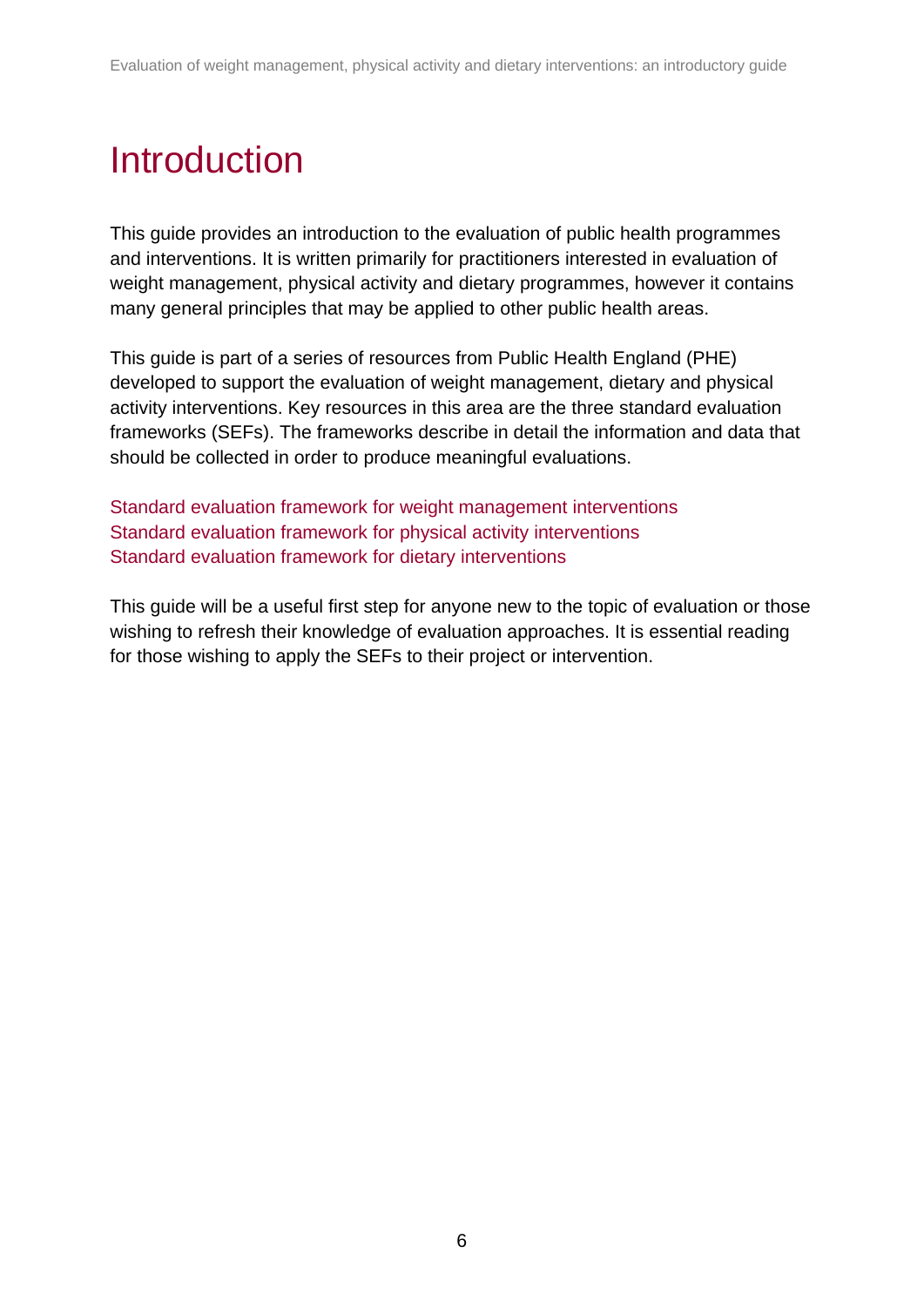# Introduction

This guide provides an introduction to the evaluation of public health programmes and interventions. It is written primarily for practitioners interested in evaluation of weight management, physical activity and dietary programmes, however it contains many general principles that may be applied to other public health areas.

This guide is part of a series of resources from Public Health England (PHE) developed to support the evaluation of weight management, dietary and physical activity interventions. Key resources in this area are the three standard evaluation frameworks (SEFs). The frameworks describe in detail the information and data that should be collected in order to produce meaningful evaluations.

Standard evaluation framework for weight management interventions
Standard evaluation framework for physical activity interventions
Standard evaluation framework for dietary interventions

This guide will be a useful first step for anyone new to the topic of evaluation or those wishing to refresh their knowledge of evaluation approaches. It is essential reading for those wishing to apply the SEFs to their project or intervention.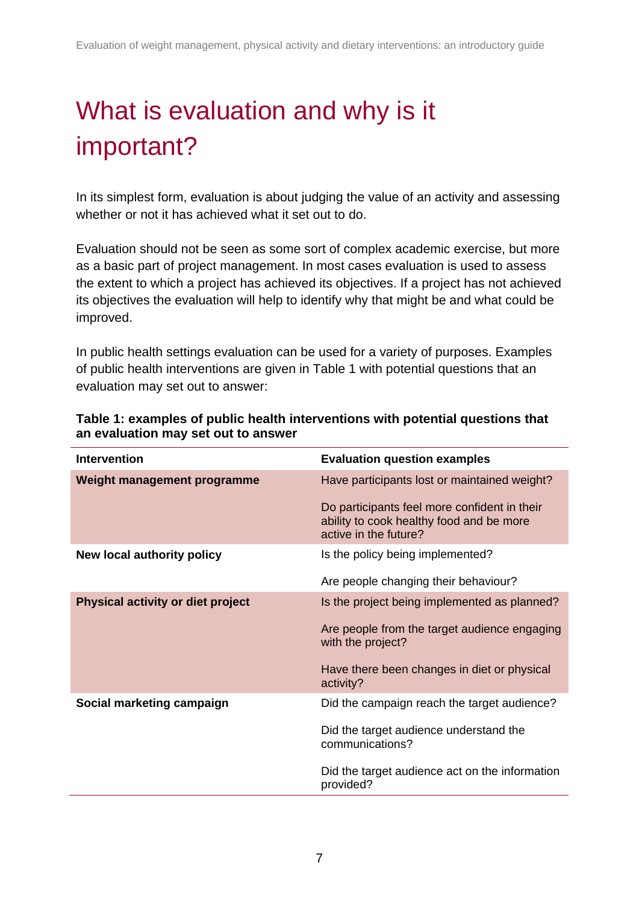# What is evaluation and why is it important?

In its simplest form, evaluation is about judging the value of an activity and assessing whether or not it has achieved what it set out to do.

Evaluation should not be seen as some sort of complex academic exercise, but more as a basic part of project management. In most cases evaluation is used to assess the extent to which a project has achieved its objectives. If a project has not achieved its objectives the evaluation will help to identify why that might be and what could be improved.

In public health settings evaluation can be used for a variety of purposes. Examples of public health interventions are given in Table 1 with potential questions that an evaluation may set out to answer:

**Table 1: examples of public health interventions with potential questions that an evaluation may set out to answer**

| Intervention | Evaluation question examples |
|---|---|
| **Weight management programme** | Have participants lost or maintained weight? |
| | Do participants feel more confident in their ability to cook healthy food and be more active in the future? |
| **New local authority policy** | Is the policy being implemented? |
| | Are people changing their behaviour? |
| **Physical activity or diet project** | Is the project being implemented as planned? |
| | Are people from the target audience engaging with the project? |
| | Have there been changes in diet or physical activity? |
| **Social marketing campaign** | Did the campaign reach the target audience? |
| | Did the target audience understand the communications? |
| | Did the target audience act on the information provided? |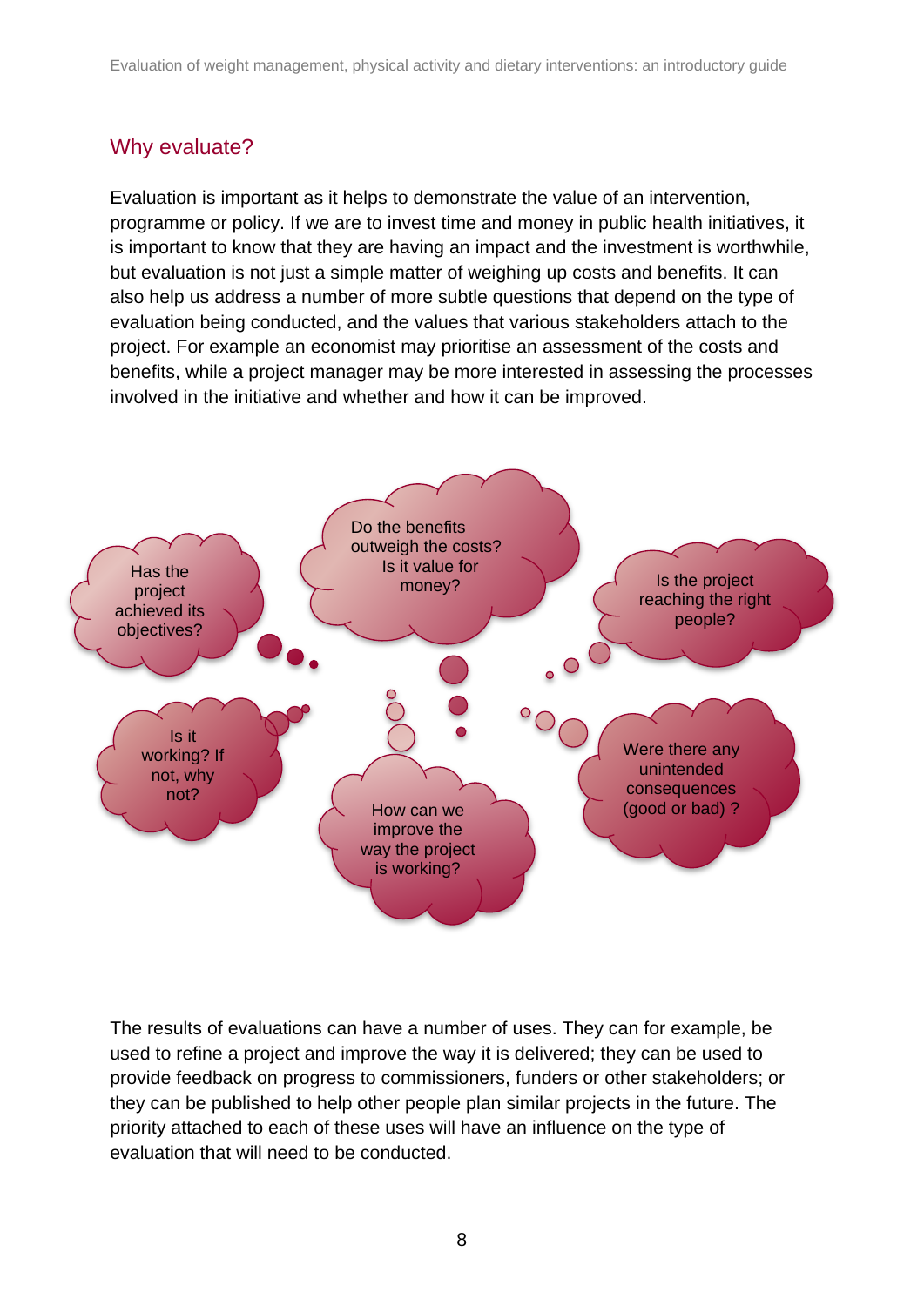## Why evaluate?

Evaluation is important as it helps to demonstrate the value of an intervention, programme or policy. If we are to invest time and money in public health initiatives, it is important to know that they are having an impact and the investment is worthwhile, but evaluation is not just a simple matter of weighing up costs and benefits. It can also help us address a number of more subtle questions that depend on the type of evaluation being conducted, and the values that various stakeholders attach to the project. For example an economist may prioritise an assessment of the costs and benefits, while a project manager may be more interested in assessing the processes involved in the initiative and whether and how it can be improved.

- Has the project achieved its objectives?
- Do the benefits outweigh the costs? Is it value for money?
- Is the project reaching the right people?
- Is it working? If not, why not?
- How can we improve the way the project is working?
- Were there any unintended consequences (good or bad) ?

The results of evaluations can have a number of uses. They can for example, be used to refine a project and improve the way it is delivered; they can be used to provide feedback on progress to commissioners, funders or other stakeholders; or they can be published to help other people plan similar projects in the future. The priority attached to each of these uses will have an influence on the type of evaluation that will need to be conducted.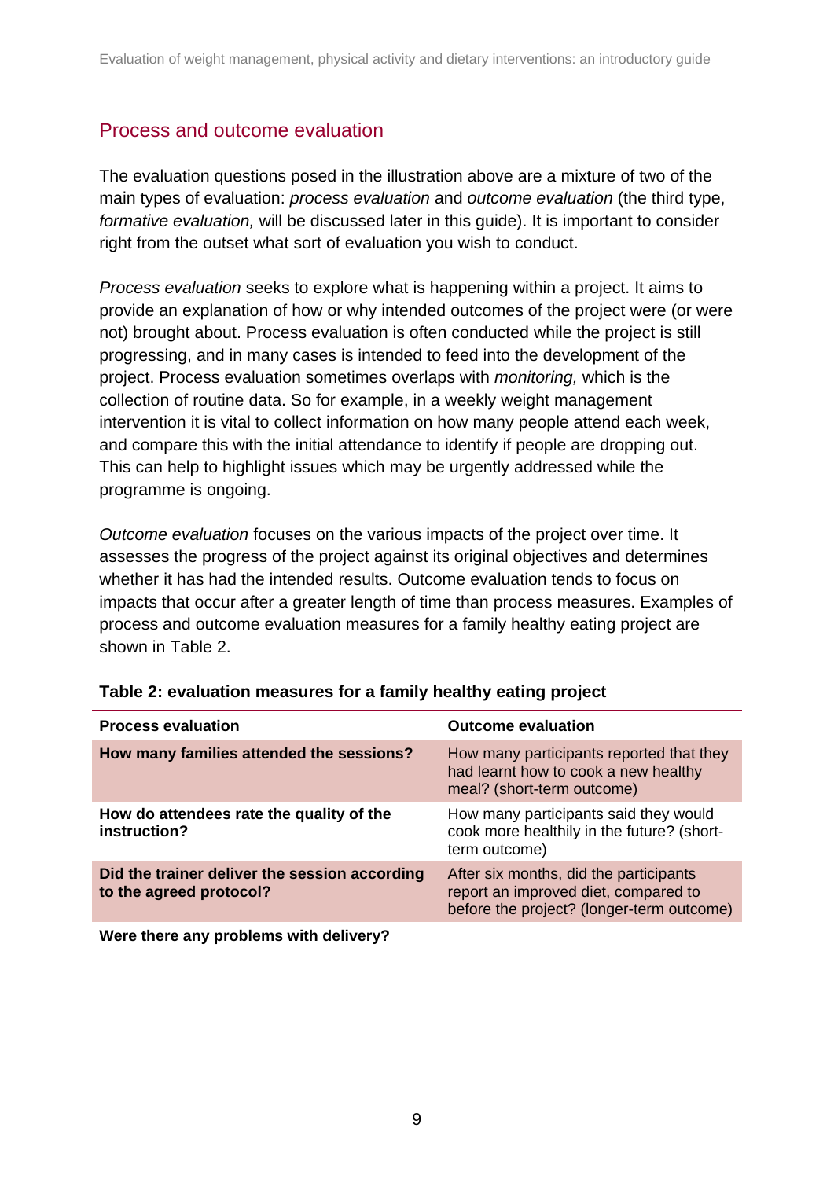## Process and outcome evaluation

The evaluation questions posed in the illustration above are a mixture of two of the main types of evaluation: *process evaluation* and *outcome evaluation* (the third type, *formative evaluation,* will be discussed later in this guide). It is important to consider right from the outset what sort of evaluation you wish to conduct.

*Process evaluation* seeks to explore what is happening within a project. It aims to provide an explanation of how or why intended outcomes of the project were (or were not) brought about. Process evaluation is often conducted while the project is still progressing, and in many cases is intended to feed into the development of the project. Process evaluation sometimes overlaps with *monitoring,* which is the collection of routine data. So for example, in a weekly weight management intervention it is vital to collect information on how many people attend each week, and compare this with the initial attendance to identify if people are dropping out. This can help to highlight issues which may be urgently addressed while the programme is ongoing.

*Outcome evaluation* focuses on the various impacts of the project over time. It assesses the progress of the project against its original objectives and determines whether it has had the intended results. Outcome evaluation tends to focus on impacts that occur after a greater length of time than process measures. Examples of process and outcome evaluation measures for a family healthy eating project are shown in Table 2.

**Table 2: evaluation measures for a family healthy eating project**

| Process evaluation | Outcome evaluation |
|---|---|
| **How many families attended the sessions?** | How many participants reported that they had learnt how to cook a new healthy meal? (short-term outcome) |
| **How do attendees rate the quality of the instruction?** | How many participants said they would cook more healthily in the future? (short-term outcome) |
| **Did the trainer deliver the session according to the agreed protocol?** | After six months, did the participants report an improved diet, compared to before the project? (longer-term outcome) |
| **Were there any problems with delivery?** | |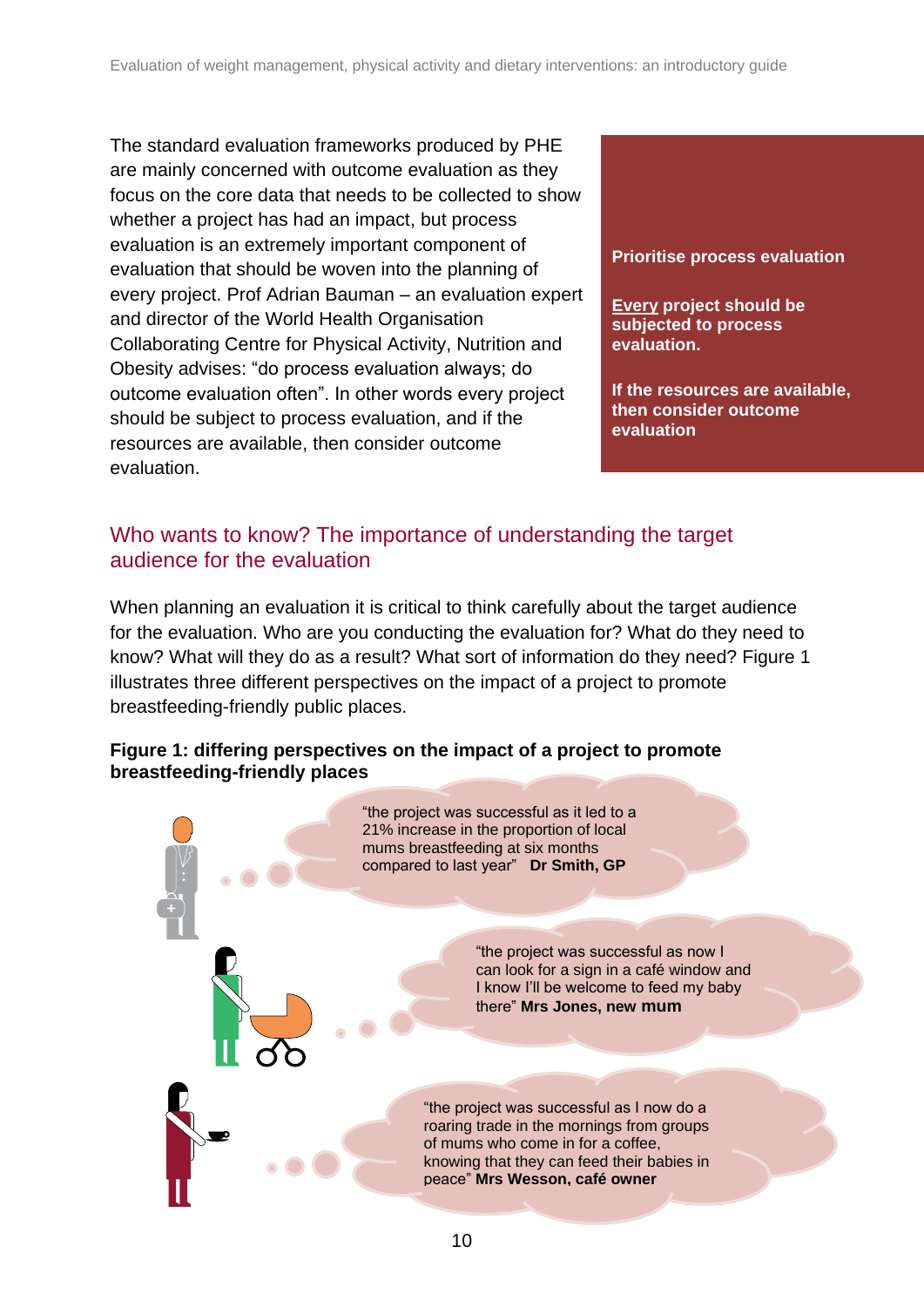The standard evaluation frameworks produced by PHE are mainly concerned with outcome evaluation as they focus on the core data that needs to be collected to show whether a project has had an impact, but process evaluation is an extremely important component of evaluation that should be woven into the planning of every project. Prof Adrian Bauman – an evaluation expert and director of the World Health Organisation Collaborating Centre for Physical Activity, Nutrition and Obesity advises: "do process evaluation always; do outcome evaluation often". In other words every project should be subject to process evaluation, and if the resources are available, then consider outcome evaluation.

> **Prioritise process evaluation**
>
> **Every project should be subjected to process evaluation.**
>
> **If the resources are available, then consider outcome evaluation**

## Who wants to know? The importance of understanding the target audience for the evaluation

When planning an evaluation it is critical to think carefully about the target audience for the evaluation. Who are you conducting the evaluation for? What do they need to know? What will they do as a result? What sort of information do they need? Figure 1 illustrates three different perspectives on the impact of a project to promote breastfeeding-friendly public places.

**Figure 1: differing perspectives on the impact of a project to promote breastfeeding-friendly places**

"the project was successful as it led to a 21% increase in the proportion of local mums breastfeeding at six months compared to last year" **Dr Smith, GP**

"the project was successful as now I can look for a sign in a café window and I know I'll be welcome to feed my baby there" **Mrs Jones, new mum**

"the project was successful as I now do a roaring trade in the mornings from groups of mums who come in for a coffee, knowing that they can feed their babies in peace" **Mrs Wesson, café owner**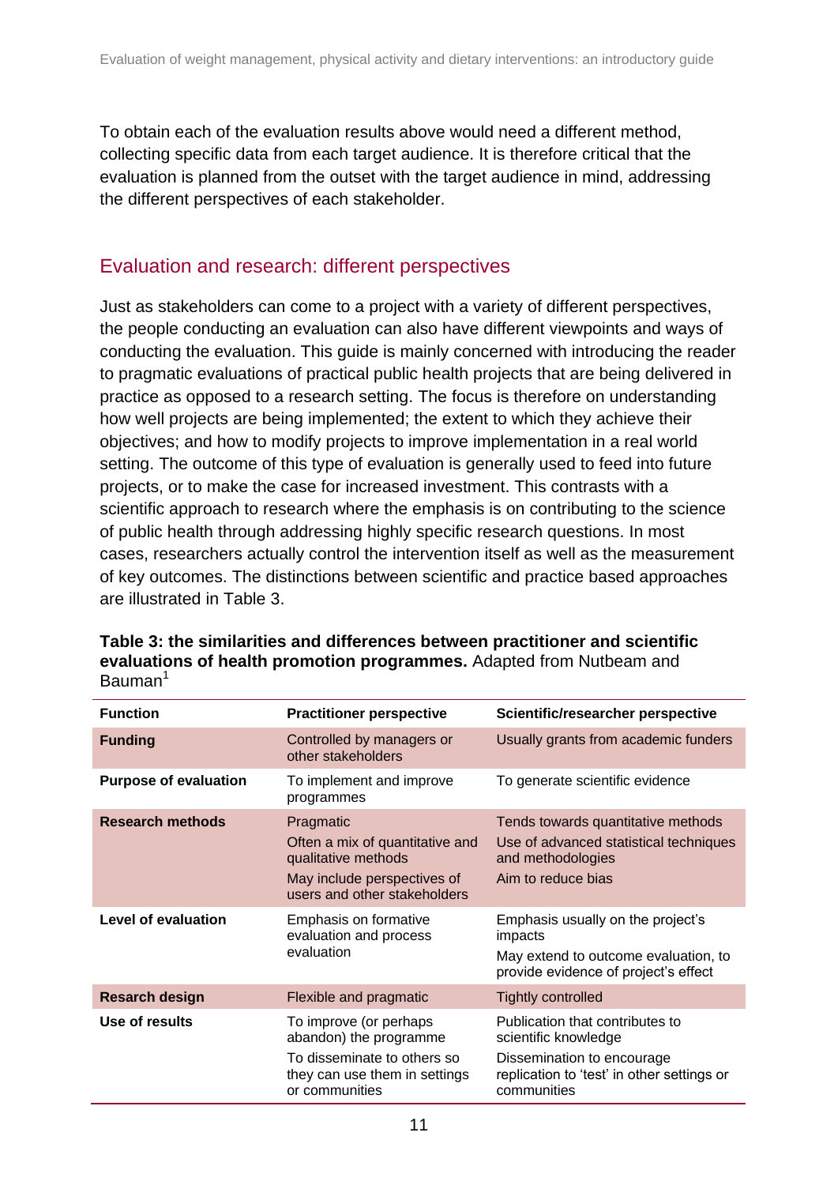To obtain each of the evaluation results above would need a different method, collecting specific data from each target audience. It is therefore critical that the evaluation is planned from the outset with the target audience in mind, addressing the different perspectives of each stakeholder.

## Evaluation and research: different perspectives

Just as stakeholders can come to a project with a variety of different perspectives, the people conducting an evaluation can also have different viewpoints and ways of conducting the evaluation. This guide is mainly concerned with introducing the reader to pragmatic evaluations of practical public health projects that are being delivered in practice as opposed to a research setting. The focus is therefore on understanding how well projects are being implemented; the extent to which they achieve their objectives; and how to modify projects to improve implementation in a real world setting. The outcome of this type of evaluation is generally used to feed into future projects, or to make the case for increased investment. This contrasts with a scientific approach to research where the emphasis is on contributing to the science of public health through addressing highly specific research questions. In most cases, researchers actually control the intervention itself as well as the measurement of key outcomes. The distinctions between scientific and practice based approaches are illustrated in Table 3.

**Table 3: the similarities and differences between practitioner and scientific evaluations of health promotion programmes.** Adapted from Nutbeam and Bauman[1]

| Function | Practitioner perspective | Scientific/researcher perspective |
|---|---|---|
| **Funding** | Controlled by managers or other stakeholders | Usually grants from academic funders |
| **Purpose of evaluation** | To implement and improve programmes | To generate scientific evidence |
| **Research methods** | Pragmatic<br>Often a mix of quantitative and qualitative methods<br>May include perspectives of users and other stakeholders | Tends towards quantitative methods<br>Use of advanced statistical techniques and methodologies<br>Aim to reduce bias |
| **Level of evaluation** | Emphasis on formative evaluation and process evaluation | Emphasis usually on the project's impacts<br>May extend to outcome evaluation, to provide evidence of project's effect |
| **Resarch design** | Flexible and pragmatic | Tightly controlled |
| **Use of results** | To improve (or perhaps abandon) the programme<br>To disseminate to others so they can use them in settings or communities | Publication that contributes to scientific knowledge<br>Dissemination to encourage replication to 'test' in other settings or communities |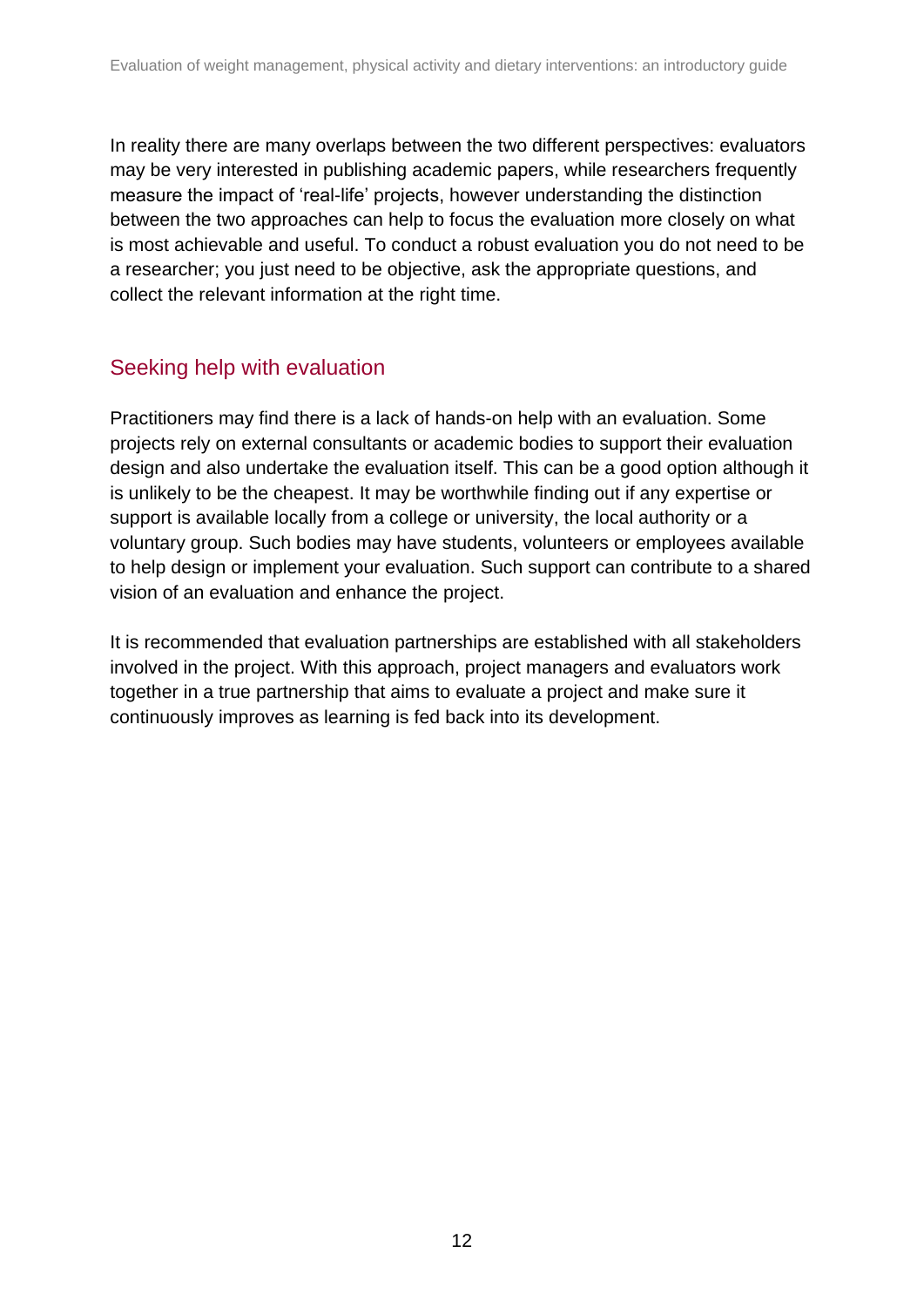In reality there are many overlaps between the two different perspectives: evaluators may be very interested in publishing academic papers, while researchers frequently measure the impact of 'real-life' projects, however understanding the distinction between the two approaches can help to focus the evaluation more closely on what is most achievable and useful. To conduct a robust evaluation you do not need to be a researcher; you just need to be objective, ask the appropriate questions, and collect the relevant information at the right time.

## Seeking help with evaluation

Practitioners may find there is a lack of hands-on help with an evaluation. Some projects rely on external consultants or academic bodies to support their evaluation design and also undertake the evaluation itself. This can be a good option although it is unlikely to be the cheapest. It may be worthwhile finding out if any expertise or support is available locally from a college or university, the local authority or a voluntary group. Such bodies may have students, volunteers or employees available to help design or implement your evaluation. Such support can contribute to a shared vision of an evaluation and enhance the project.

It is recommended that evaluation partnerships are established with all stakeholders involved in the project. With this approach, project managers and evaluators work together in a true partnership that aims to evaluate a project and make sure it continuously improves as learning is fed back into its development.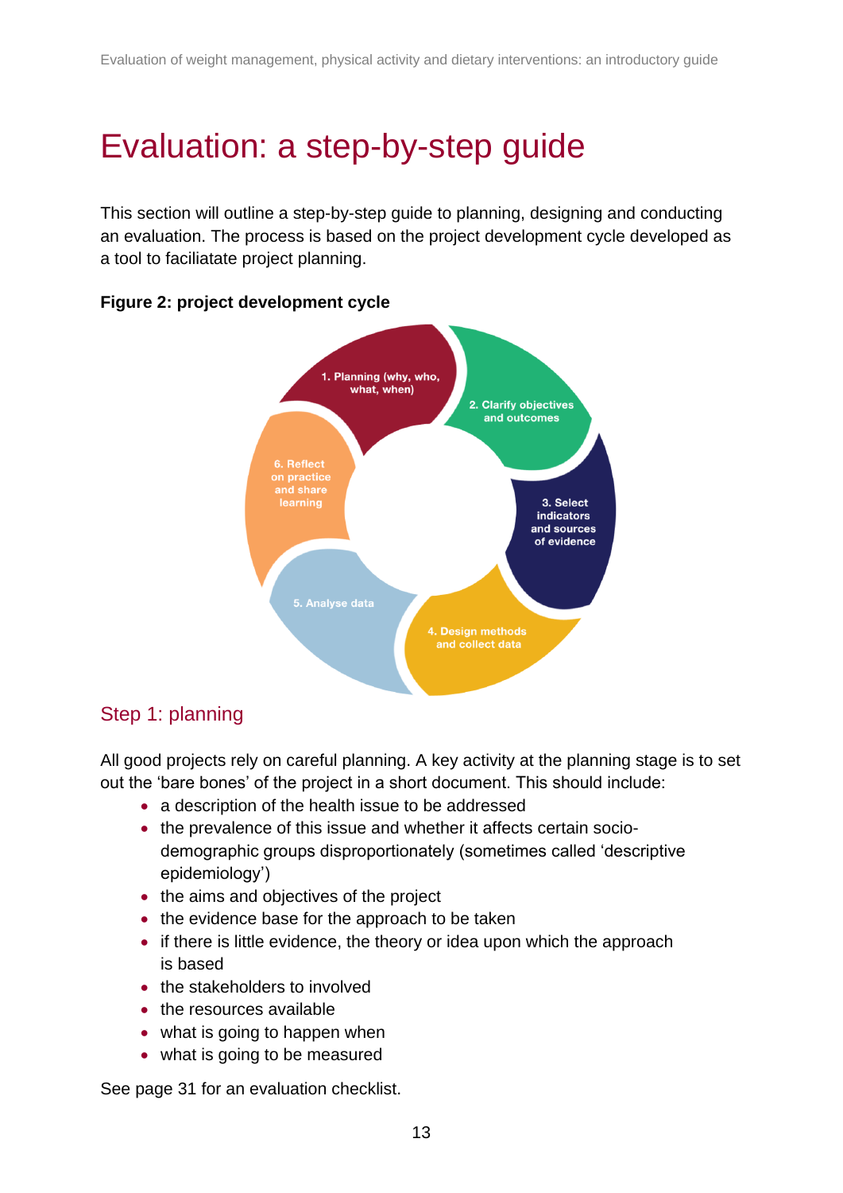# Evaluation: a step-by-step guide

This section will outline a step-by-step guide to planning, designing and conducting an evaluation. The process is based on the project development cycle developed as a tool to faciliatate project planning.

**Figure 2: project development cycle**

1. Planning (why, who, what, when)
2. Clarify objectives and outcomes
3. Select indicators and sources of evidence
4. Design methods and collect data
5. Analyse data
6. Reflect on practice and share learning

## Step 1: planning

All good projects rely on careful planning. A key activity at the planning stage is to set out the 'bare bones' of the project in a short document. This should include:

- a description of the health issue to be addressed
- the prevalence of this issue and whether it affects certain socio-demographic groups disproportionately (sometimes called 'descriptive epidemiology')
- the aims and objectives of the project
- the evidence base for the approach to be taken
- if there is little evidence, the theory or idea upon which the approach is based
- the stakeholders to involved
- the resources available
- what is going to happen when
- what is going to be measured

See page 31 for an evaluation checklist.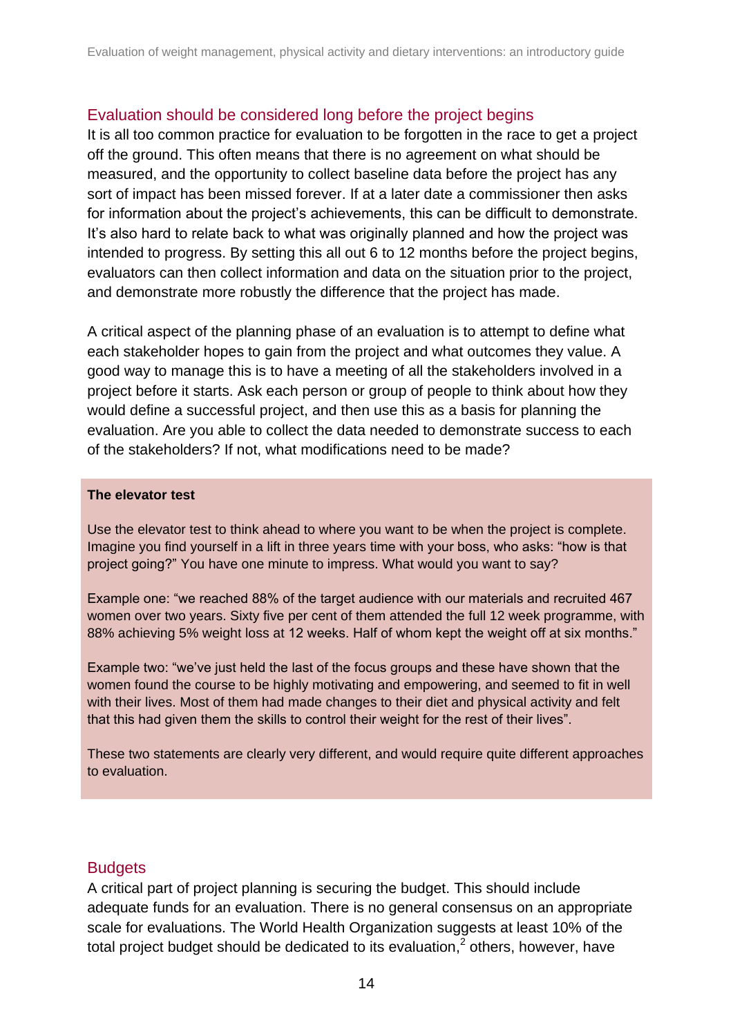## Evaluation should be considered long before the project begins

It is all too common practice for evaluation to be forgotten in the race to get a project off the ground. This often means that there is no agreement on what should be measured, and the opportunity to collect baseline data before the project has any sort of impact has been missed forever. If at a later date a commissioner then asks for information about the project's achievements, this can be difficult to demonstrate. It's also hard to relate back to what was originally planned and how the project was intended to progress. By setting this all out 6 to 12 months before the project begins, evaluators can then collect information and data on the situation prior to the project, and demonstrate more robustly the difference that the project has made.

A critical aspect of the planning phase of an evaluation is to attempt to define what each stakeholder hopes to gain from the project and what outcomes they value. A good way to manage this is to have a meeting of all the stakeholders involved in a project before it starts. Ask each person or group of people to think about how they would define a successful project, and then use this as a basis for planning the evaluation. Are you able to collect the data needed to demonstrate success to each of the stakeholders? If not, what modifications need to be made?

> **The elevator test**
>
> Use the elevator test to think ahead to where you want to be when the project is complete. Imagine you find yourself in a lift in three years time with your boss, who asks: "how is that project going?" You have one minute to impress. What would you want to say?
>
> Example one: "we reached 88% of the target audience with our materials and recruited 467 women over two years. Sixty five per cent of them attended the full 12 week programme, with 88% achieving 5% weight loss at 12 weeks. Half of whom kept the weight off at six months."
>
> Example two: "we've just held the last of the focus groups and these have shown that the women found the course to be highly motivating and empowering, and seemed to fit in well with their lives. Most of them had made changes to their diet and physical activity and felt that this had given them the skills to control their weight for the rest of their lives".
>
> These two statements are clearly very different, and would require quite different approaches to evaluation.

## Budgets

A critical part of project planning is securing the budget. This should include adequate funds for an evaluation. There is no general consensus on an appropriate scale for evaluations. The World Health Organization suggests at least 10% of the total project budget should be dedicated to its evaluation,[2] others, however, have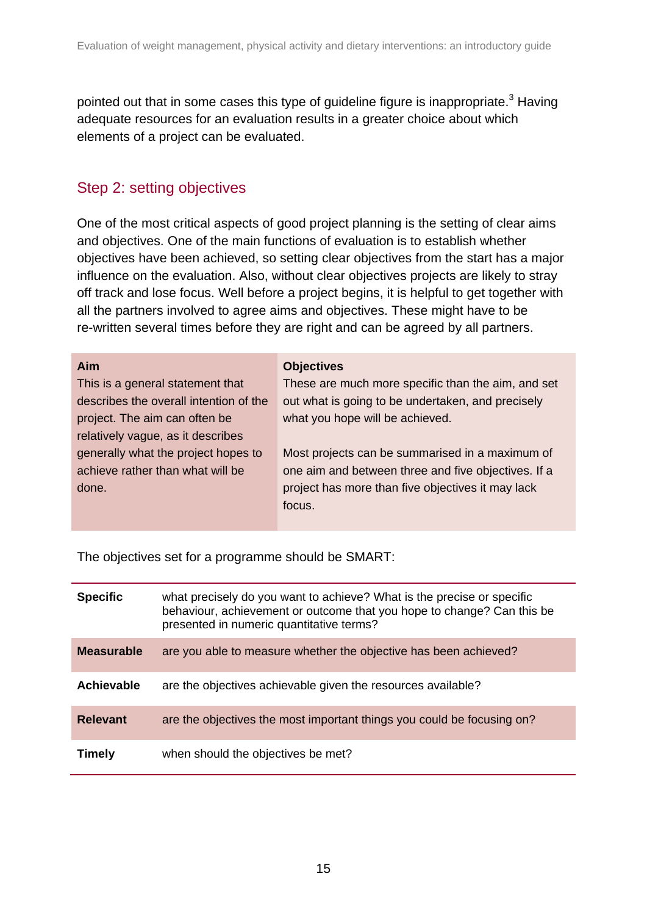pointed out that in some cases this type of guideline figure is inappropriate.[3] Having adequate resources for an evaluation results in a greater choice about which elements of a project can be evaluated.

## Step 2: setting objectives

One of the most critical aspects of good project planning is the setting of clear aims and objectives. One of the main functions of evaluation is to establish whether objectives have been achieved, so setting clear objectives from the start has a major influence on the evaluation. Also, without clear objectives projects are likely to stray off track and lose focus. Well before a project begins, it is helpful to get together with all the partners involved to agree aims and objectives. These might have to be re-written several times before they are right and can be agreed by all partners.

| Aim | Objectives |
|---|---|
| This is a general statement that describes the overall intention of the project. The aim can often be relatively vague, as it describes generally what the project hopes to achieve rather than what will be done. | These are much more specific than the aim, and set out what is going to be undertaken, and precisely what you hope will be achieved.<br><br>Most projects can be summarised in a maximum of one aim and between three and five objectives. If a project has more than five objectives it may lack focus. |

The objectives set for a programme should be SMART:

| | |
|---|---|
| **Specific** | what precisely do you want to achieve? What is the precise or specific behaviour, achievement or outcome that you hope to change? Can this be presented in numeric quantitative terms? |
| **Measurable** | are you able to measure whether the objective has been achieved? |
| **Achievable** | are the objectives achievable given the resources available? |
| **Relevant** | are the objectives the most important things you could be focusing on? |
| **Timely** | when should the objectives be met? |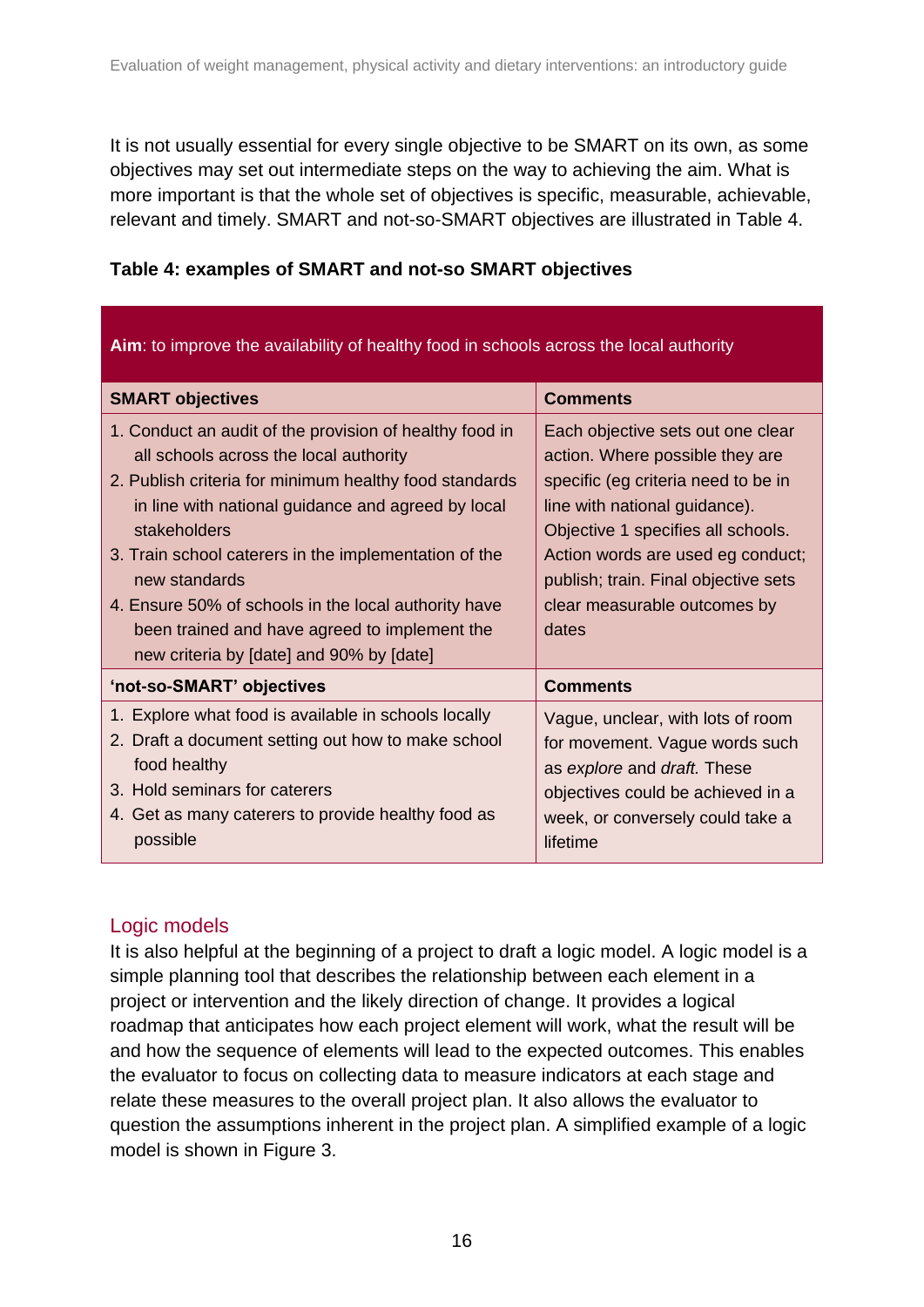It is not usually essential for every single objective to be SMART on its own, as some objectives may set out intermediate steps on the way to achieving the aim. What is more important is that the whole set of objectives is specific, measurable, achievable, relevant and timely. SMART and not-so-SMART objectives are illustrated in Table 4.

**Table 4: examples of SMART and not-so SMART objectives**

| **Aim**: to improve the availability of healthy food in schools across the local authority | |
|---|---|
| **SMART objectives** | **Comments** |
| 1. Conduct an audit of the provision of healthy food in all schools across the local authority<br>2. Publish criteria for minimum healthy food standards in line with national guidance and agreed by local stakeholders<br>3. Train school caterers in the implementation of the new standards<br>4. Ensure 50% of schools in the local authority have been trained and have agreed to implement the new criteria by [date] and 90% by [date] | Each objective sets out one clear action. Where possible they are specific (eg criteria need to be in line with national guidance). Objective 1 specifies all schools. Action words are used eg conduct; publish; train. Final objective sets clear measurable outcomes by dates |
| **'not-so-SMART' objectives** | **Comments** |
| 1. Explore what food is available in schools locally<br>2. Draft a document setting out how to make school food healthy<br>3. Hold seminars for caterers<br>4. Get as many caterers to provide healthy food as possible | Vague, unclear, with lots of room for movement. Vague words such as *explore* and *draft.* These objectives could be achieved in a week, or conversely could take a lifetime |

## Logic models

It is also helpful at the beginning of a project to draft a logic model. A logic model is a simple planning tool that describes the relationship between each element in a project or intervention and the likely direction of change. It provides a logical roadmap that anticipates how each project element will work, what the result will be and how the sequence of elements will lead to the expected outcomes. This enables the evaluator to focus on collecting data to measure indicators at each stage and relate these measures to the overall project plan. It also allows the evaluator to question the assumptions inherent in the project plan. A simplified example of a logic model is shown in Figure 3.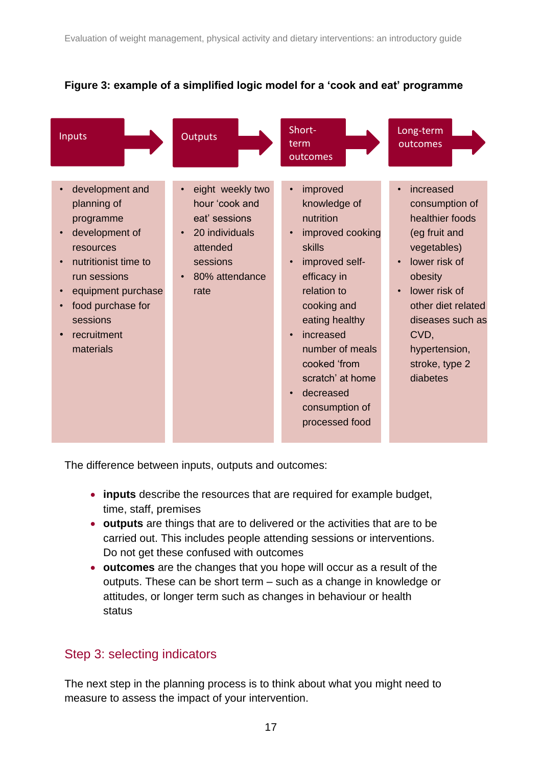**Figure 3: example of a simplified logic model for a ‘cook and eat’ programme**

| Inputs | Outputs | Short-term outcomes | Long-term outcomes |
| --- | --- | --- | --- |
| • development and planning of programme<br>• development of resources<br>• nutritionist time to run sessions<br>• equipment purchase<br>• food purchase for sessions<br>• recruitment materials | • eight weekly two hour ‘cook and eat’ sessions<br>• 20 individuals attended sessions<br>• 80% attendance rate | • improved knowledge of nutrition<br>• improved cooking skills<br>• improved self-efficacy in relation to cooking and eating healthy<br>• increased number of meals cooked ‘from scratch’ at home<br>• decreased consumption of processed food | • increased consumption of healthier foods (eg fruit and vegetables)<br>• lower risk of obesity<br>• lower risk of other diet related diseases such as CVD, hypertension, stroke, type 2 diabetes |

The difference between inputs, outputs and outcomes:

- **inputs** describe the resources that are required for example budget, time, staff, premises
- **outputs** are things that are to delivered or the activities that are to be carried out. This includes people attending sessions or interventions. Do not get these confused with outcomes
- **outcomes** are the changes that you hope will occur as a result of the outputs. These can be short term – such as a change in knowledge or attitudes, or longer term such as changes in behaviour or health status

## Step 3: selecting indicators

The next step in the planning process is to think about what you might need to measure to assess the impact of your intervention.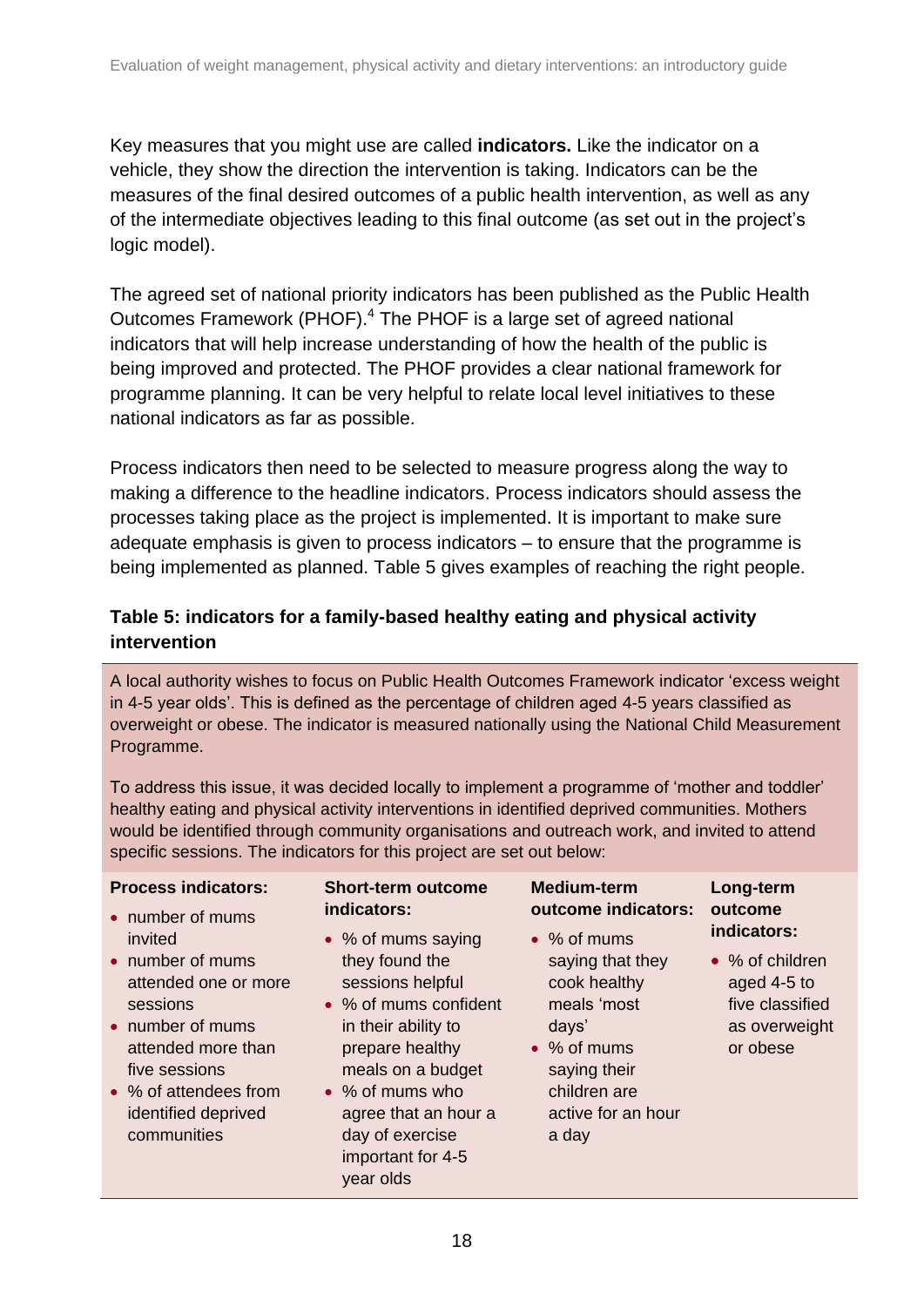Key measures that you might use are called **indicators.** Like the indicator on a vehicle, they show the direction the intervention is taking. Indicators can be the measures of the final desired outcomes of a public health intervention, as well as any of the intermediate objectives leading to this final outcome (as set out in the project's logic model).

The agreed set of national priority indicators has been published as the Public Health Outcomes Framework (PHOF).[4] The PHOF is a large set of agreed national indicators that will help increase understanding of how the health of the public is being improved and protected. The PHOF provides a clear national framework for programme planning. It can be very helpful to relate local level initiatives to these national indicators as far as possible.

Process indicators then need to be selected to measure progress along the way to making a difference to the headline indicators. Process indicators should assess the processes taking place as the project is implemented. It is important to make sure adequate emphasis is given to process indicators – to ensure that the programme is being implemented as planned. Table 5 gives examples of reaching the right people.

**Table 5: indicators for a family-based healthy eating and physical activity intervention**

A local authority wishes to focus on Public Health Outcomes Framework indicator 'excess weight in 4-5 year olds'. This is defined as the percentage of children aged 4-5 years classified as overweight or obese. The indicator is measured nationally using the National Child Measurement Programme.

To address this issue, it was decided locally to implement a programme of 'mother and toddler' healthy eating and physical activity interventions in identified deprived communities. Mothers would be identified through community organisations and outreach work, and invited to attend specific sessions. The indicators for this project are set out below:

| Process indicators: | Short-term outcome indicators: | Medium-term outcome indicators: | Long-term outcome indicators: |
|---|---|---|---|
| • number of mums invited<br>• number of mums attended one or more sessions<br>• number of mums attended more than five sessions<br>• % of attendees from identified deprived communities | • % of mums saying they found the sessions helpful<br>• % of mums confident in their ability to prepare healthy meals on a budget<br>• % of mums who agree that an hour a day of exercise important for 4-5 year olds | • % of mums saying that they cook healthy meals 'most days'<br>• % of mums saying their children are active for an hour a day | • % of children aged 4-5 to five classified as overweight or obese |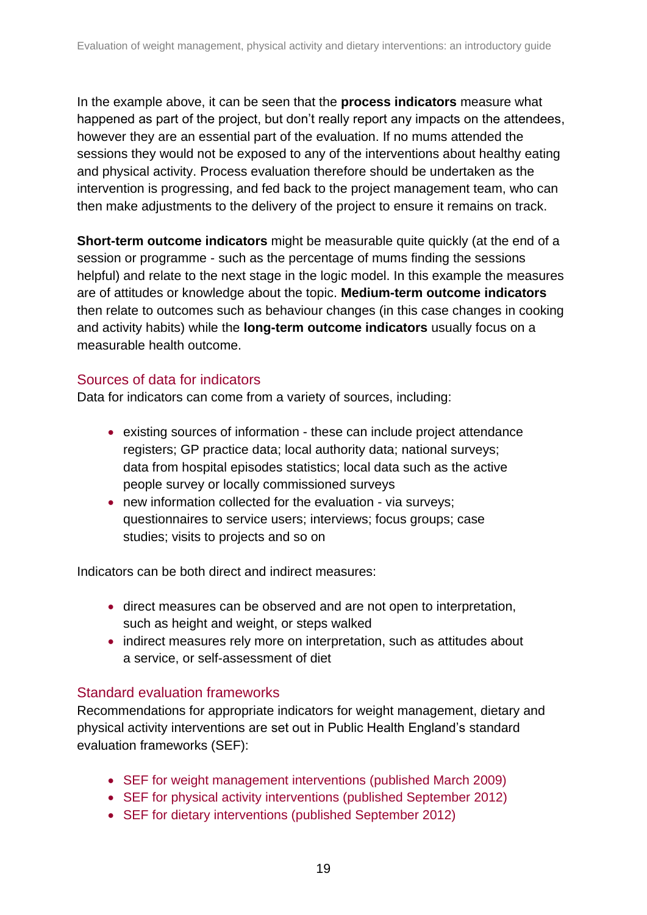In the example above, it can be seen that the **process indicators** measure what happened as part of the project, but don't really report any impacts on the attendees, however they are an essential part of the evaluation. If no mums attended the sessions they would not be exposed to any of the interventions about healthy eating and physical activity. Process evaluation therefore should be undertaken as the intervention is progressing, and fed back to the project management team, who can then make adjustments to the delivery of the project to ensure it remains on track.

**Short-term outcome indicators** might be measurable quite quickly (at the end of a session or programme - such as the percentage of mums finding the sessions helpful) and relate to the next stage in the logic model. In this example the measures are of attitudes or knowledge about the topic. **Medium-term outcome indicators** then relate to outcomes such as behaviour changes (in this case changes in cooking and activity habits) while the **long-term outcome indicators** usually focus on a measurable health outcome.

## Sources of data for indicators

Data for indicators can come from a variety of sources, including:

- existing sources of information - these can include project attendance registers; GP practice data; local authority data; national surveys; data from hospital episodes statistics; local data such as the active people survey or locally commissioned surveys
- new information collected for the evaluation - via surveys; questionnaires to service users; interviews; focus groups; case studies; visits to projects and so on

Indicators can be both direct and indirect measures:

- direct measures can be observed and are not open to interpretation, such as height and weight, or steps walked
- indirect measures rely more on interpretation, such as attitudes about a service, or self-assessment of diet

## Standard evaluation frameworks

Recommendations for appropriate indicators for weight management, dietary and physical activity interventions are set out in Public Health England's standard evaluation frameworks (SEF):

- SEF for weight management interventions (published March 2009)
- SEF for physical activity interventions (published September 2012)
- SEF for dietary interventions (published September 2012)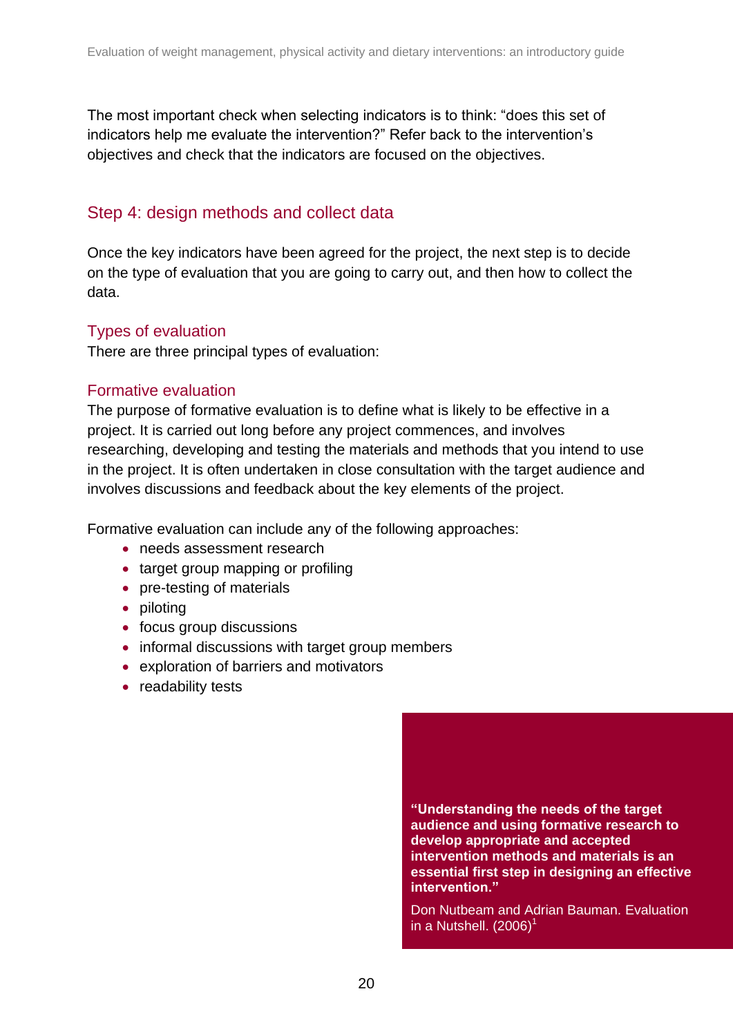The most important check when selecting indicators is to think: "does this set of indicators help me evaluate the intervention?" Refer back to the intervention's objectives and check that the indicators are focused on the objectives.

## Step 4: design methods and collect data

Once the key indicators have been agreed for the project, the next step is to decide on the type of evaluation that you are going to carry out, and then how to collect the data.

### Types of evaluation

There are three principal types of evaluation:

### Formative evaluation

The purpose of formative evaluation is to define what is likely to be effective in a project. It is carried out long before any project commences, and involves researching, developing and testing the materials and methods that you intend to use in the project. It is often undertaken in close consultation with the target audience and involves discussions and feedback about the key elements of the project.

Formative evaluation can include any of the following approaches:

- needs assessment research
- target group mapping or profiling
- pre-testing of materials
- piloting
- focus group discussions
- informal discussions with target group members
- exploration of barriers and motivators
- readability tests

> **"Understanding the needs of the target audience and using formative research to develop appropriate and accepted intervention methods and materials is an essential first step in designing an effective intervention."**
>
> Don Nutbeam and Adrian Bauman. Evaluation in a Nutshell. (2006)[1]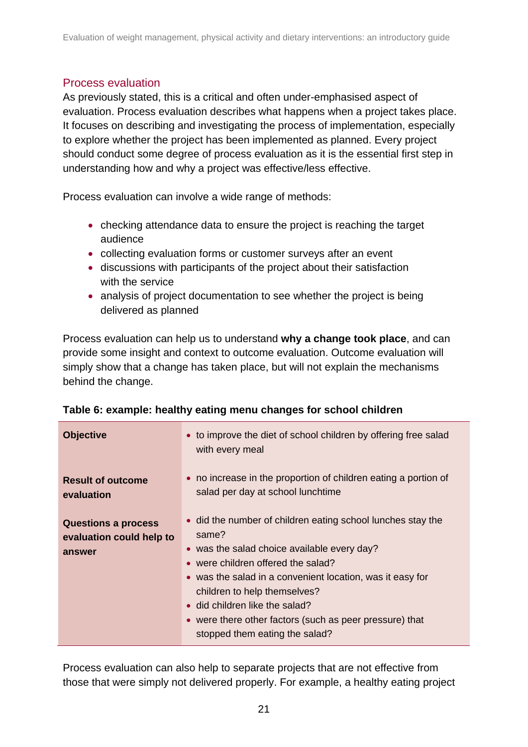## Process evaluation

As previously stated, this is a critical and often under-emphasised aspect of evaluation. Process evaluation describes what happens when a project takes place. It focuses on describing and investigating the process of implementation, especially to explore whether the project has been implemented as planned. Every project should conduct some degree of process evaluation as it is the essential first step in understanding how and why a project was effective/less effective.

Process evaluation can involve a wide range of methods:

- checking attendance data to ensure the project is reaching the target audience
- collecting evaluation forms or customer surveys after an event
- discussions with participants of the project about their satisfaction with the service
- analysis of project documentation to see whether the project is being delivered as planned

Process evaluation can help us to understand **why a change took place**, and can provide some insight and context to outcome evaluation. Outcome evaluation will simply show that a change has taken place, but will not explain the mechanisms behind the change.

**Table 6: example: healthy eating menu changes for school children**

| | |
|---|---|
| **Objective** | • to improve the diet of school children by offering free salad with every meal |
| **Result of outcome evaluation** | • no increase in the proportion of children eating a portion of salad per day at school lunchtime |
| **Questions a process evaluation could help to answer** | • did the number of children eating school lunches stay the same?<br>• was the salad choice available every day?<br>• were children offered the salad?<br>• was the salad in a convenient location, was it easy for children to help themselves?<br>• did children like the salad?<br>• were there other factors (such as peer pressure) that stopped them eating the salad? |

Process evaluation can also help to separate projects that are not effective from those that were simply not delivered properly. For example, a healthy eating project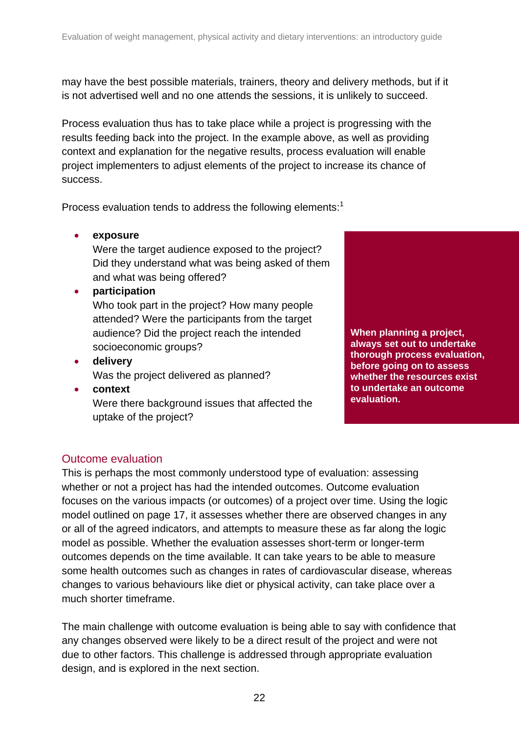may have the best possible materials, trainers, theory and delivery methods, but if it is not advertised well and no one attends the sessions, it is unlikely to succeed.

Process evaluation thus has to take place while a project is progressing with the results feeding back into the project. In the example above, as well as providing context and explanation for the negative results, process evaluation will enable project implementers to adjust elements of the project to increase its chance of success.

Process evaluation tends to address the following elements:[1]

- **exposure**
  Were the target audience exposed to the project? Did they understand what was being asked of them and what was being offered?
- **participation**
  Who took part in the project? How many people attended? Were the participants from the target audience? Did the project reach the intended socioeconomic groups?
- **delivery**
  Was the project delivered as planned?
- **context**
  Were there background issues that affected the uptake of the project?

**When planning a project, always set out to undertake thorough process evaluation, before going on to assess whether the resources exist to undertake an outcome evaluation.**

## Outcome evaluation

This is perhaps the most commonly understood type of evaluation: assessing whether or not a project has had the intended outcomes. Outcome evaluation focuses on the various impacts (or outcomes) of a project over time. Using the logic model outlined on page 17, it assesses whether there are observed changes in any or all of the agreed indicators, and attempts to measure these as far along the logic model as possible. Whether the evaluation assesses short-term or longer-term outcomes depends on the time available. It can take years to be able to measure some health outcomes such as changes in rates of cardiovascular disease, whereas changes to various behaviours like diet or physical activity, can take place over a much shorter timeframe.

The main challenge with outcome evaluation is being able to say with confidence that any changes observed were likely to be a direct result of the project and were not due to other factors. This challenge is addressed through appropriate evaluation design, and is explored in the next section.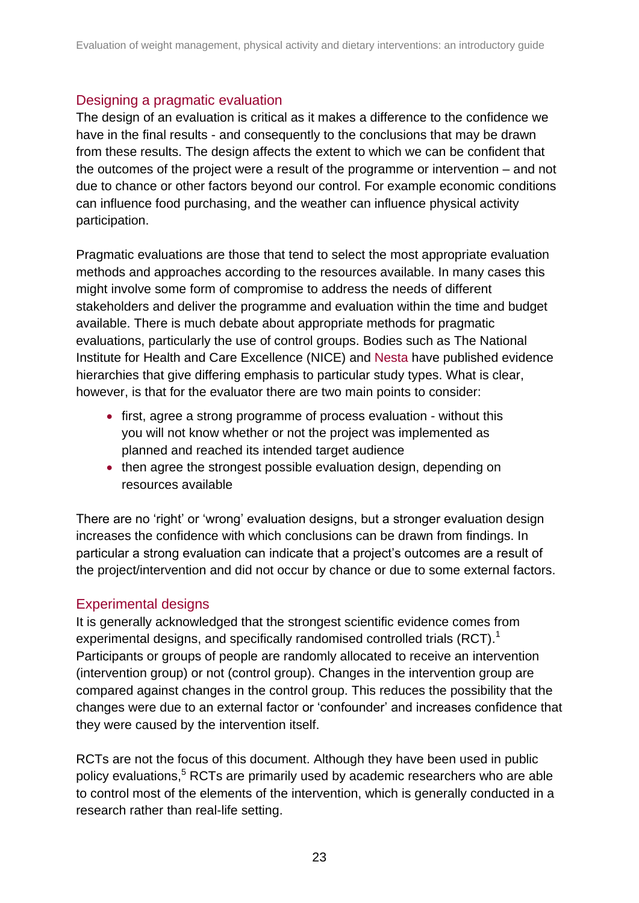## Designing a pragmatic evaluation

The design of an evaluation is critical as it makes a difference to the confidence we have in the final results - and consequently to the conclusions that may be drawn from these results. The design affects the extent to which we can be confident that the outcomes of the project were a result of the programme or intervention – and not due to chance or other factors beyond our control. For example economic conditions can influence food purchasing, and the weather can influence physical activity participation.

Pragmatic evaluations are those that tend to select the most appropriate evaluation methods and approaches according to the resources available. In many cases this might involve some form of compromise to address the needs of different stakeholders and deliver the programme and evaluation within the time and budget available. There is much debate about appropriate methods for pragmatic evaluations, particularly the use of control groups. Bodies such as The National Institute for Health and Care Excellence (NICE) and Nesta have published evidence hierarchies that give differing emphasis to particular study types. What is clear, however, is that for the evaluator there are two main points to consider:

- first, agree a strong programme of process evaluation - without this you will not know whether or not the project was implemented as planned and reached its intended target audience
- then agree the strongest possible evaluation design, depending on resources available

There are no 'right' or 'wrong' evaluation designs, but a stronger evaluation design increases the confidence with which conclusions can be drawn from findings. In particular a strong evaluation can indicate that a project's outcomes are a result of the project/intervention and did not occur by chance or due to some external factors.

## Experimental designs

It is generally acknowledged that the strongest scientific evidence comes from experimental designs, and specifically randomised controlled trials (RCT).[1] Participants or groups of people are randomly allocated to receive an intervention (intervention group) or not (control group). Changes in the intervention group are compared against changes in the control group. This reduces the possibility that the changes were due to an external factor or 'confounder' and increases confidence that they were caused by the intervention itself.

RCTs are not the focus of this document. Although they have been used in public policy evaluations,[5] RCTs are primarily used by academic researchers who are able to control most of the elements of the intervention, which is generally conducted in a research rather than real-life setting.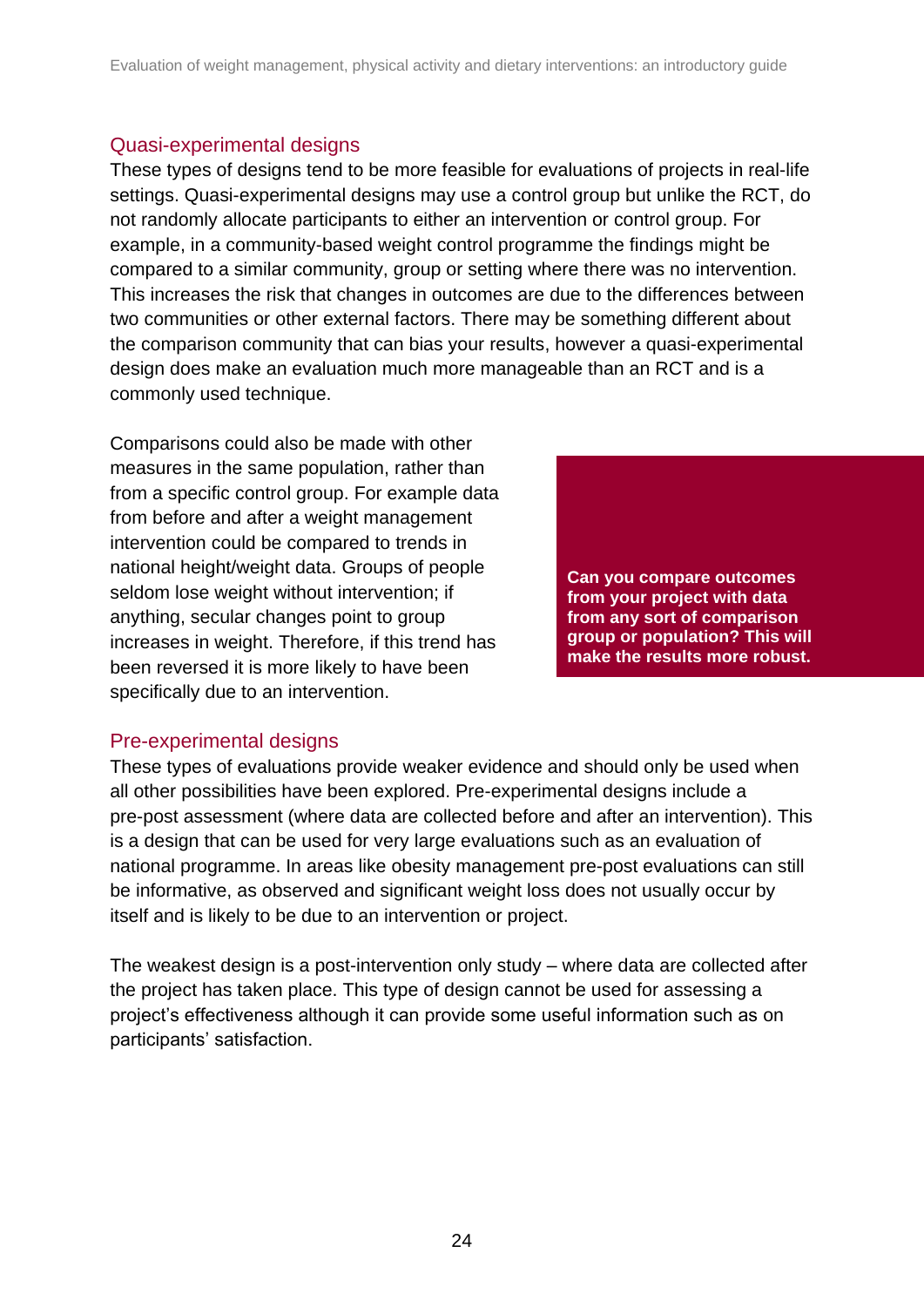## Quasi-experimental designs

These types of designs tend to be more feasible for evaluations of projects in real-life settings. Quasi-experimental designs may use a control group but unlike the RCT, do not randomly allocate participants to either an intervention or control group. For example, in a community-based weight control programme the findings might be compared to a similar community, group or setting where there was no intervention. This increases the risk that changes in outcomes are due to the differences between two communities or other external factors. There may be something different about the comparison community that can bias your results, however a quasi-experimental design does make an evaluation much more manageable than an RCT and is a commonly used technique.

Comparisons could also be made with other measures in the same population, rather than from a specific control group. For example data from before and after a weight management intervention could be compared to trends in national height/weight data. Groups of people seldom lose weight without intervention; if anything, secular changes point to group increases in weight. Therefore, if this trend has been reversed it is more likely to have been specifically due to an intervention.

**Can you compare outcomes from your project with data from any sort of comparison group or population? This will make the results more robust.**

## Pre-experimental designs

These types of evaluations provide weaker evidence and should only be used when all other possibilities have been explored. Pre-experimental designs include a pre-post assessment (where data are collected before and after an intervention). This is a design that can be used for very large evaluations such as an evaluation of national programme. In areas like obesity management pre-post evaluations can still be informative, as observed and significant weight loss does not usually occur by itself and is likely to be due to an intervention or project.

The weakest design is a post-intervention only study – where data are collected after the project has taken place. This type of design cannot be used for assessing a project's effectiveness although it can provide some useful information such as on participants' satisfaction.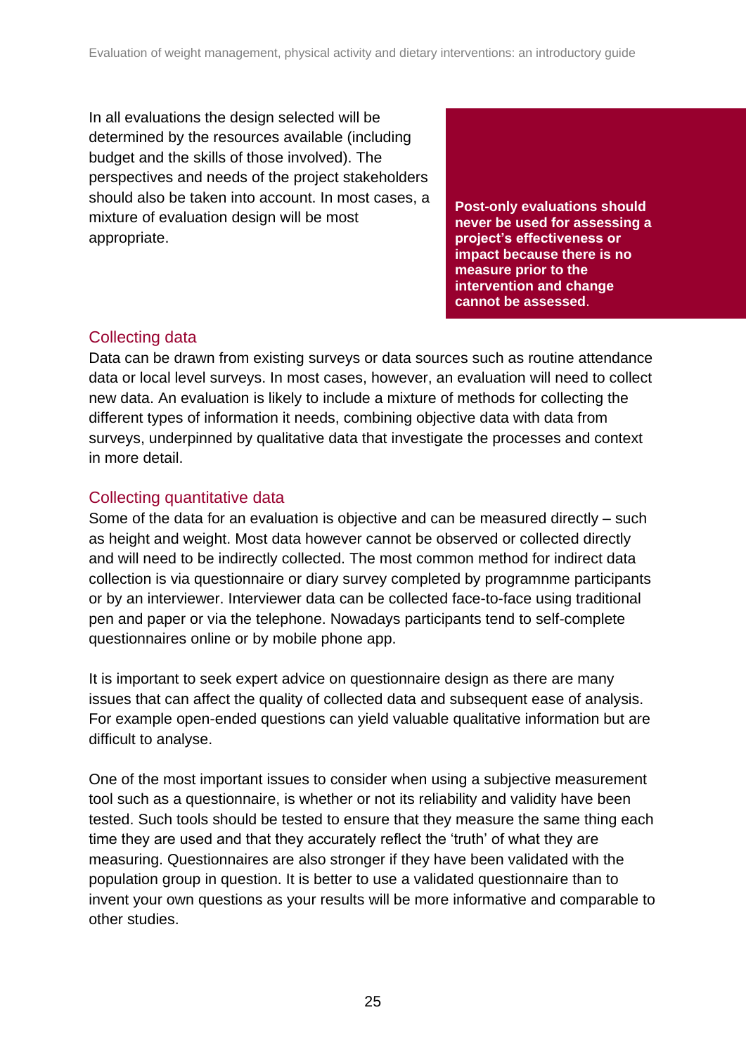In all evaluations the design selected will be determined by the resources available (including budget and the skills of those involved). The perspectives and needs of the project stakeholders should also be taken into account. In most cases, a mixture of evaluation design will be most appropriate.

**Post-only evaluations should never be used for assessing a project's effectiveness or impact because there is no measure prior to the intervention and change cannot be assessed**.

## Collecting data

Data can be drawn from existing surveys or data sources such as routine attendance data or local level surveys. In most cases, however, an evaluation will need to collect new data. An evaluation is likely to include a mixture of methods for collecting the different types of information it needs, combining objective data with data from surveys, underpinned by qualitative data that investigate the processes and context in more detail.

## Collecting quantitative data

Some of the data for an evaluation is objective and can be measured directly – such as height and weight. Most data however cannot be observed or collected directly and will need to be indirectly collected. The most common method for indirect data collection is via questionnaire or diary survey completed by programnme participants or by an interviewer. Interviewer data can be collected face-to-face using traditional pen and paper or via the telephone. Nowadays participants tend to self-complete questionnaires online or by mobile phone app.

It is important to seek expert advice on questionnaire design as there are many issues that can affect the quality of collected data and subsequent ease of analysis. For example open-ended questions can yield valuable qualitative information but are difficult to analyse.

One of the most important issues to consider when using a subjective measurement tool such as a questionnaire, is whether or not its reliability and validity have been tested. Such tools should be tested to ensure that they measure the same thing each time they are used and that they accurately reflect the 'truth' of what they are measuring. Questionnaires are also stronger if they have been validated with the population group in question. It is better to use a validated questionnaire than to invent your own questions as your results will be more informative and comparable to other studies.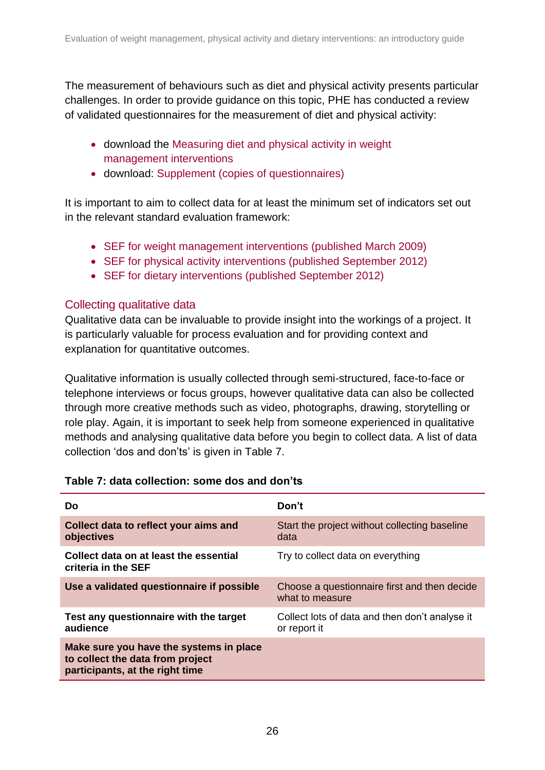The measurement of behaviours such as diet and physical activity presents particular challenges. In order to provide guidance on this topic, PHE has conducted a review of validated questionnaires for the measurement of diet and physical activity:

- download the Measuring diet and physical activity in weight management interventions
- download: Supplement (copies of questionnaires)

It is important to aim to collect data for at least the minimum set of indicators set out in the relevant standard evaluation framework:

- SEF for weight management interventions (published March 2009)
- SEF for physical activity interventions (published September 2012)
- SEF for dietary interventions (published September 2012)

### Collecting qualitative data

Qualitative data can be invaluable to provide insight into the workings of a project. It is particularly valuable for process evaluation and for providing context and explanation for quantitative outcomes.

Qualitative information is usually collected through semi-structured, face-to-face or telephone interviews or focus groups, however qualitative data can also be collected through more creative methods such as video, photographs, drawing, storytelling or role play. Again, it is important to seek help from someone experienced in qualitative methods and analysing qualitative data before you begin to collect data. A list of data collection 'dos and don'ts' is given in Table 7.

**Table 7: data collection: some dos and don'ts**

| Do | Don't |
|---|---|
| **Collect data to reflect your aims and objectives** | Start the project without collecting baseline data |
| **Collect data on at least the essential criteria in the SEF** | Try to collect data on everything |
| **Use a validated questionnaire if possible** | Choose a questionnaire first and then decide what to measure |
| **Test any questionnaire with the target audience** | Collect lots of data and then don't analyse it or report it |
| **Make sure you have the systems in place to collect the data from project participants, at the right time** | |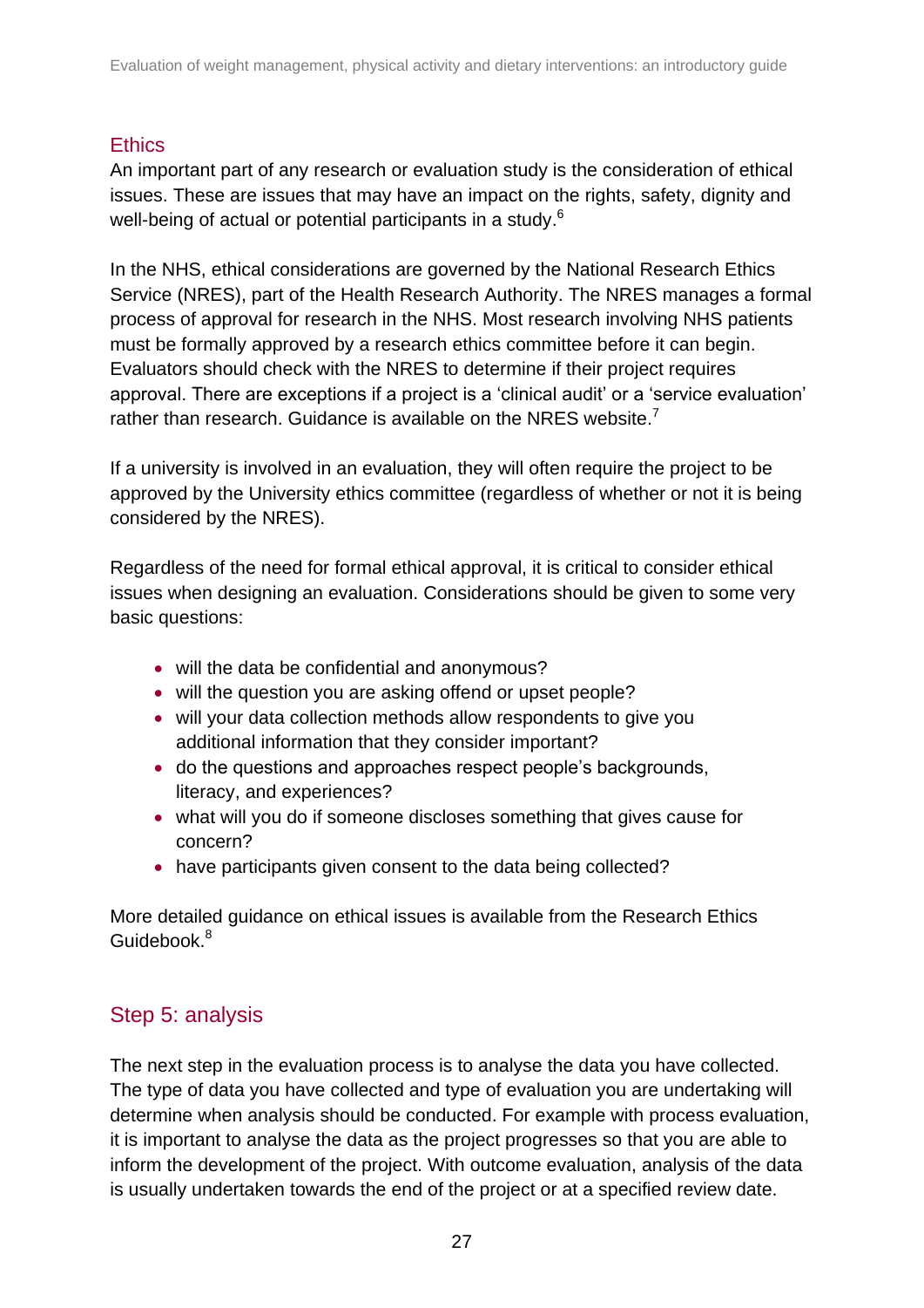## Ethics

An important part of any research or evaluation study is the consideration of ethical issues. These are issues that may have an impact on the rights, safety, dignity and well-being of actual or potential participants in a study.[6]

In the NHS, ethical considerations are governed by the National Research Ethics Service (NRES), part of the Health Research Authority. The NRES manages a formal process of approval for research in the NHS. Most research involving NHS patients must be formally approved by a research ethics committee before it can begin. Evaluators should check with the NRES to determine if their project requires approval. There are exceptions if a project is a 'clinical audit' or a 'service evaluation' rather than research. Guidance is available on the NRES website.[7]

If a university is involved in an evaluation, they will often require the project to be approved by the University ethics committee (regardless of whether or not it is being considered by the NRES).

Regardless of the need for formal ethical approval, it is critical to consider ethical issues when designing an evaluation. Considerations should be given to some very basic questions:

- will the data be confidential and anonymous?
- will the question you are asking offend or upset people?
- will your data collection methods allow respondents to give you additional information that they consider important?
- do the questions and approaches respect people's backgrounds, literacy, and experiences?
- what will you do if someone discloses something that gives cause for concern?
- have participants given consent to the data being collected?

More detailed guidance on ethical issues is available from the Research Ethics Guidebook.[8]

## Step 5: analysis

The next step in the evaluation process is to analyse the data you have collected. The type of data you have collected and type of evaluation you are undertaking will determine when analysis should be conducted. For example with process evaluation, it is important to analyse the data as the project progresses so that you are able to inform the development of the project. With outcome evaluation, analysis of the data is usually undertaken towards the end of the project or at a specified review date.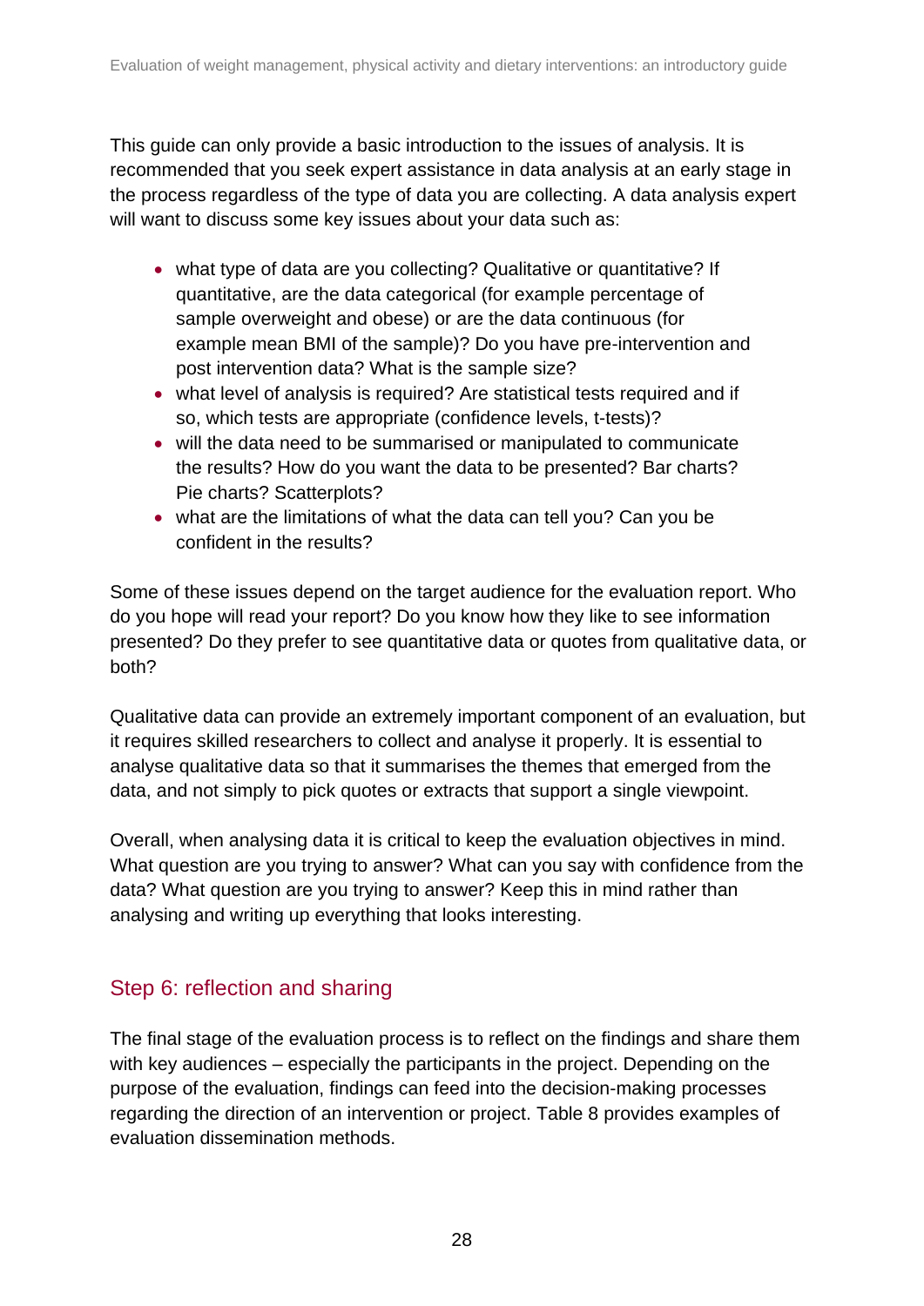This guide can only provide a basic introduction to the issues of analysis. It is recommended that you seek expert assistance in data analysis at an early stage in the process regardless of the type of data you are collecting. A data analysis expert will want to discuss some key issues about your data such as:

- what type of data are you collecting? Qualitative or quantitative? If quantitative, are the data categorical (for example percentage of sample overweight and obese) or are the data continuous (for example mean BMI of the sample)? Do you have pre-intervention and post intervention data? What is the sample size?
- what level of analysis is required? Are statistical tests required and if so, which tests are appropriate (confidence levels, t-tests)?
- will the data need to be summarised or manipulated to communicate the results? How do you want the data to be presented? Bar charts? Pie charts? Scatterplots?
- what are the limitations of what the data can tell you? Can you be confident in the results?

Some of these issues depend on the target audience for the evaluation report. Who do you hope will read your report? Do you know how they like to see information presented? Do they prefer to see quantitative data or quotes from qualitative data, or both?

Qualitative data can provide an extremely important component of an evaluation, but it requires skilled researchers to collect and analyse it properly. It is essential to analyse qualitative data so that it summarises the themes that emerged from the data, and not simply to pick quotes or extracts that support a single viewpoint.

Overall, when analysing data it is critical to keep the evaluation objectives in mind. What question are you trying to answer? What can you say with confidence from the data? What question are you trying to answer? Keep this in mind rather than analysing and writing up everything that looks interesting.

## Step 6: reflection and sharing

The final stage of the evaluation process is to reflect on the findings and share them with key audiences – especially the participants in the project. Depending on the purpose of the evaluation, findings can feed into the decision-making processes regarding the direction of an intervention or project. Table 8 provides examples of evaluation dissemination methods.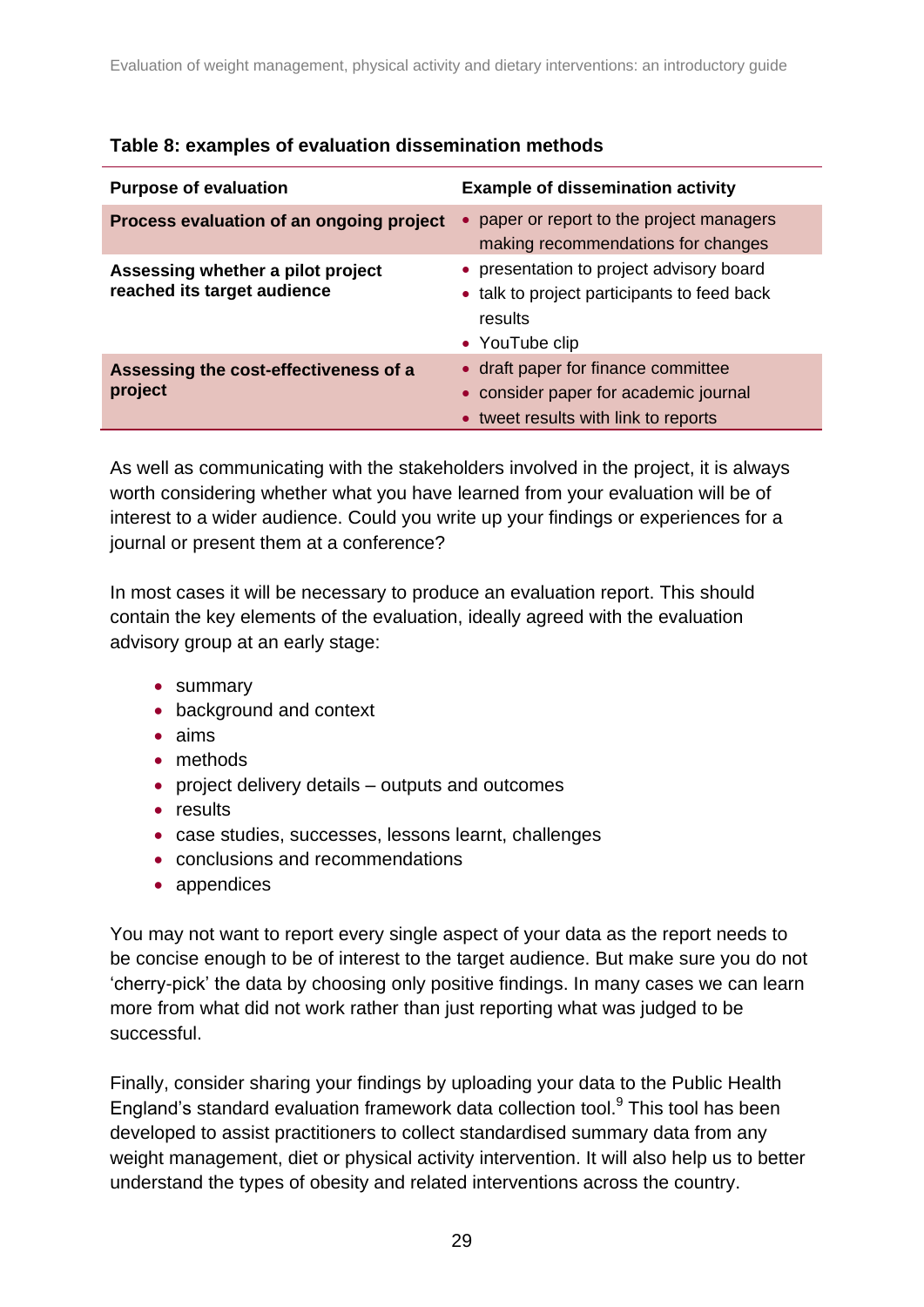**Table 8: examples of evaluation dissemination methods**

| Purpose of evaluation | Example of dissemination activity |
|---|---|
| **Process evaluation of an ongoing project** | • paper or report to the project managers making recommendations for changes |
| **Assessing whether a pilot project reached its target audience** | • presentation to project advisory board<br>• talk to project participants to feed back results<br>• YouTube clip |
| **Assessing the cost-effectiveness of a project** | • draft paper for finance committee<br>• consider paper for academic journal<br>• tweet results with link to reports |

As well as communicating with the stakeholders involved in the project, it is always worth considering whether what you have learned from your evaluation will be of interest to a wider audience. Could you write up your findings or experiences for a journal or present them at a conference?

In most cases it will be necessary to produce an evaluation report. This should contain the key elements of the evaluation, ideally agreed with the evaluation advisory group at an early stage:

- summary
- background and context
- aims
- methods
- project delivery details – outputs and outcomes
- results
- case studies, successes, lessons learnt, challenges
- conclusions and recommendations
- appendices

You may not want to report every single aspect of your data as the report needs to be concise enough to be of interest to the target audience. But make sure you do not 'cherry-pick' the data by choosing only positive findings. In many cases we can learn more from what did not work rather than just reporting what was judged to be successful.

Finally, consider sharing your findings by uploading your data to the Public Health England's standard evaluation framework data collection tool.[9] This tool has been developed to assist practitioners to collect standardised summary data from any weight management, diet or physical activity intervention. It will also help us to better understand the types of obesity and related interventions across the country.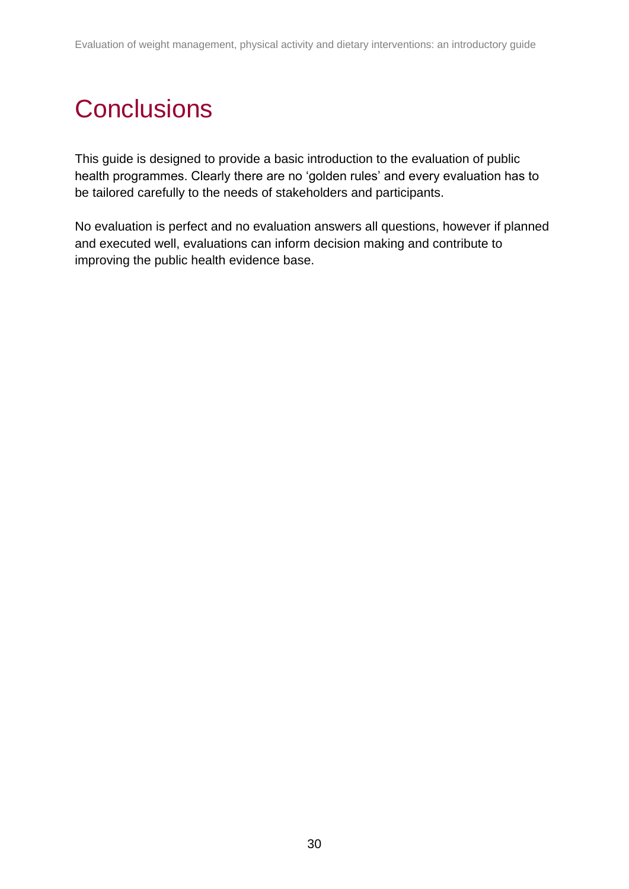# Conclusions

This guide is designed to provide a basic introduction to the evaluation of public health programmes. Clearly there are no 'golden rules' and every evaluation has to be tailored carefully to the needs of stakeholders and participants.

No evaluation is perfect and no evaluation answers all questions, however if planned and executed well, evaluations can inform decision making and contribute to improving the public health evidence base.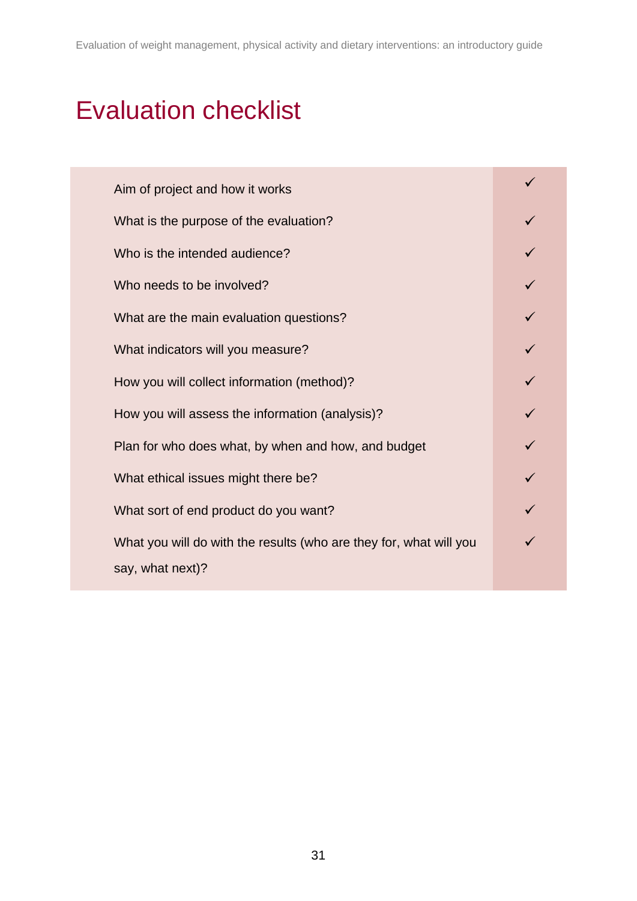# Evaluation checklist

| | |
|---|---|
| Aim of project and how it works | ✓ |
| What is the purpose of the evaluation? | ✓ |
| Who is the intended audience? | ✓ |
| Who needs to be involved? | ✓ |
| What are the main evaluation questions? | ✓ |
| What indicators will you measure? | ✓ |
| How you will collect information (method)? | ✓ |
| How you will assess the information (analysis)? | ✓ |
| Plan for who does what, by when and how, and budget | ✓ |
| What ethical issues might there be? | ✓ |
| What sort of end product do you want? | ✓ |
| What you will do with the results (who are they for, what will you say, what next)? | ✓ |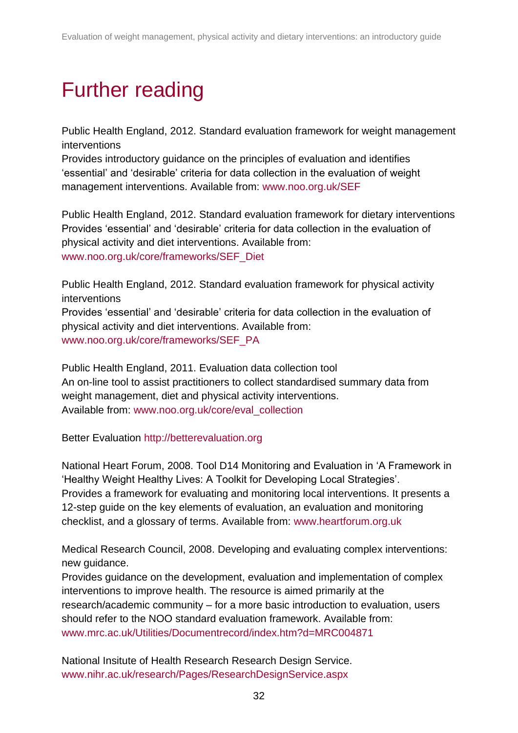# Further reading

Public Health England, 2012. Standard evaluation framework for weight management interventions
Provides introductory guidance on the principles of evaluation and identifies 'essential' and 'desirable' criteria for data collection in the evaluation of weight management interventions. Available from: www.noo.org.uk/SEF

Public Health England, 2012. Standard evaluation framework for dietary interventions
Provides 'essential' and 'desirable' criteria for data collection in the evaluation of physical activity and diet interventions. Available from: www.noo.org.uk/core/frameworks/SEF_Diet

Public Health England, 2012. Standard evaluation framework for physical activity interventions
Provides 'essential' and 'desirable' criteria for data collection in the evaluation of physical activity and diet interventions. Available from: www.noo.org.uk/core/frameworks/SEF_PA

Public Health England, 2011. Evaluation data collection tool
An on-line tool to assist practitioners to collect standardised summary data from weight management, diet and physical activity interventions.
Available from: www.noo.org.uk/core/eval_collection

Better Evaluation http://betterevaluation.org

National Heart Forum, 2008. Tool D14 Monitoring and Evaluation in 'A Framework in 'Healthy Weight Healthy Lives: A Toolkit for Developing Local Strategies'.
Provides a framework for evaluating and monitoring local interventions. It presents a 12-step guide on the key elements of evaluation, an evaluation and monitoring checklist, and a glossary of terms. Available from: www.heartforum.org.uk

Medical Research Council, 2008. Developing and evaluating complex interventions: new guidance.
Provides guidance on the development, evaluation and implementation of complex interventions to improve health. The resource is aimed primarily at the research/academic community – for a more basic introduction to evaluation, users should refer to the NOO standard evaluation framework. Available from: www.mrc.ac.uk/Utilities/Documentrecord/index.htm?d=MRC004871

National Insitute of Health Research Research Design Service.
www.nihr.ac.uk/research/Pages/ResearchDesignService.aspx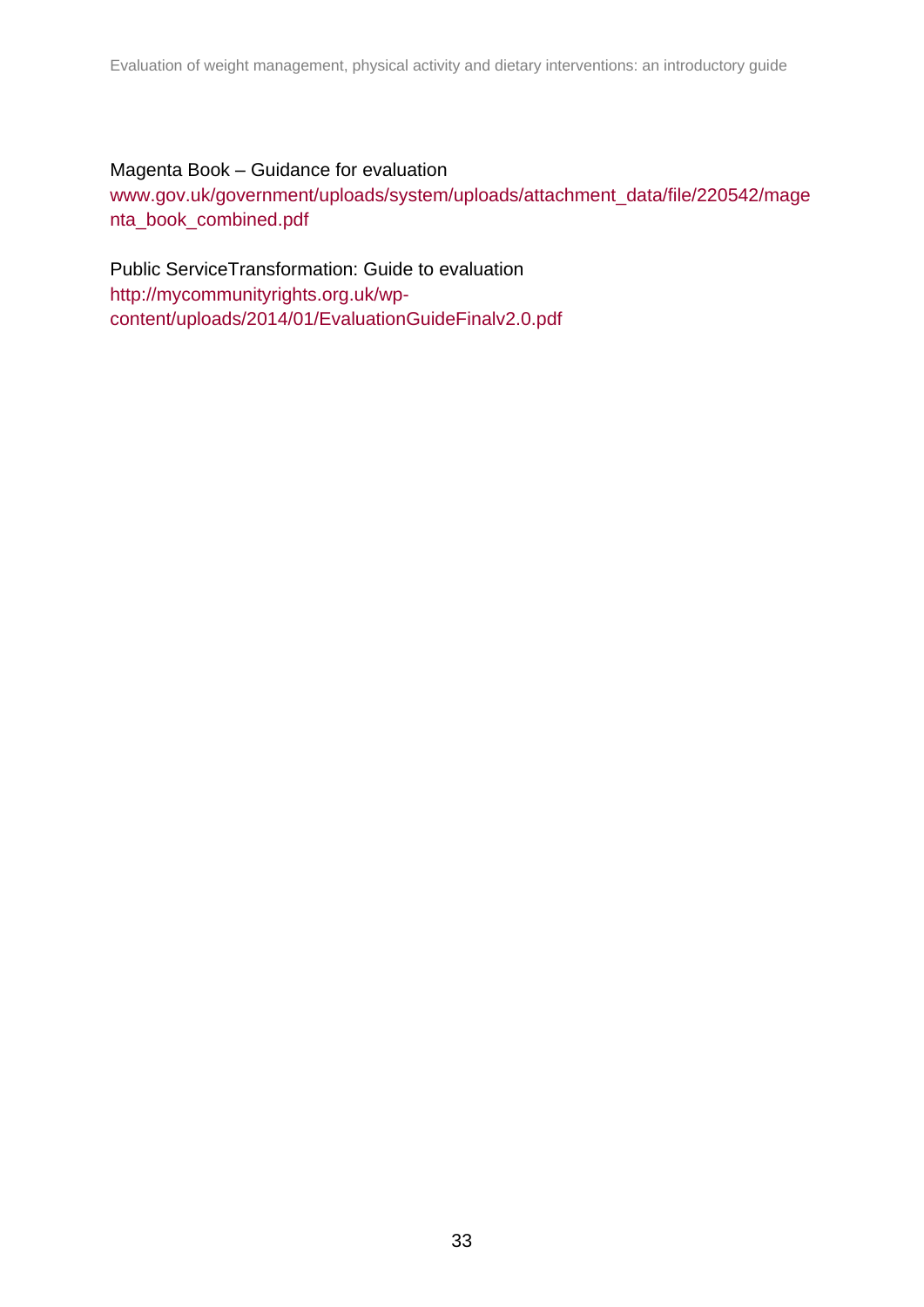Magenta Book – Guidance for evaluation
www.gov.uk/government/uploads/system/uploads/attachment_data/file/220542/magenta_book_combined.pdf

Public ServiceTransformation: Guide to evaluation
http://mycommunityrights.org.uk/wp-content/uploads/2014/01/EvaluationGuideFinalv2.0.pdf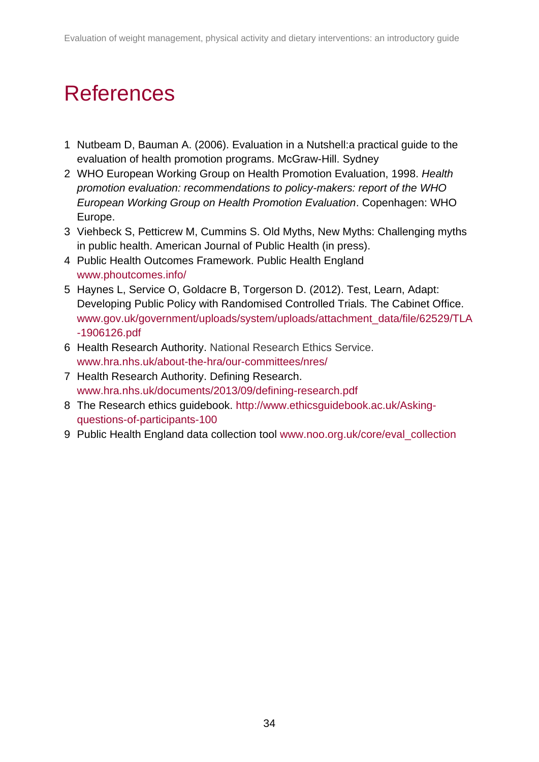# References

1. Nutbeam D, Bauman A. (2006). Evaluation in a Nutshell:a practical guide to the evaluation of health promotion programs. McGraw-Hill. Sydney
2. WHO European Working Group on Health Promotion Evaluation, 1998. *Health promotion evaluation: recommendations to policy-makers: report of the WHO European Working Group on Health Promotion Evaluation*. Copenhagen: WHO Europe.
3. Viehbeck S, Petticrew M, Cummins S. Old Myths, New Myths: Challenging myths in public health. American Journal of Public Health (in press).
4. Public Health Outcomes Framework. Public Health England www.phoutcomes.info/
5. Haynes L, Service O, Goldacre B, Torgerson D. (2012). Test, Learn, Adapt: Developing Public Policy with Randomised Controlled Trials. The Cabinet Office. www.gov.uk/government/uploads/system/uploads/attachment_data/file/62529/TLA-1906126.pdf
6. Health Research Authority. National Research Ethics Service. www.hra.nhs.uk/about-the-hra/our-committees/nres/
7. Health Research Authority. Defining Research. www.hra.nhs.uk/documents/2013/09/defining-research.pdf
8. The Research ethics guidebook. http://www.ethicsguidebook.ac.uk/Asking-questions-of-participants-100
9. Public Health England data collection tool www.noo.org.uk/core/eval_collection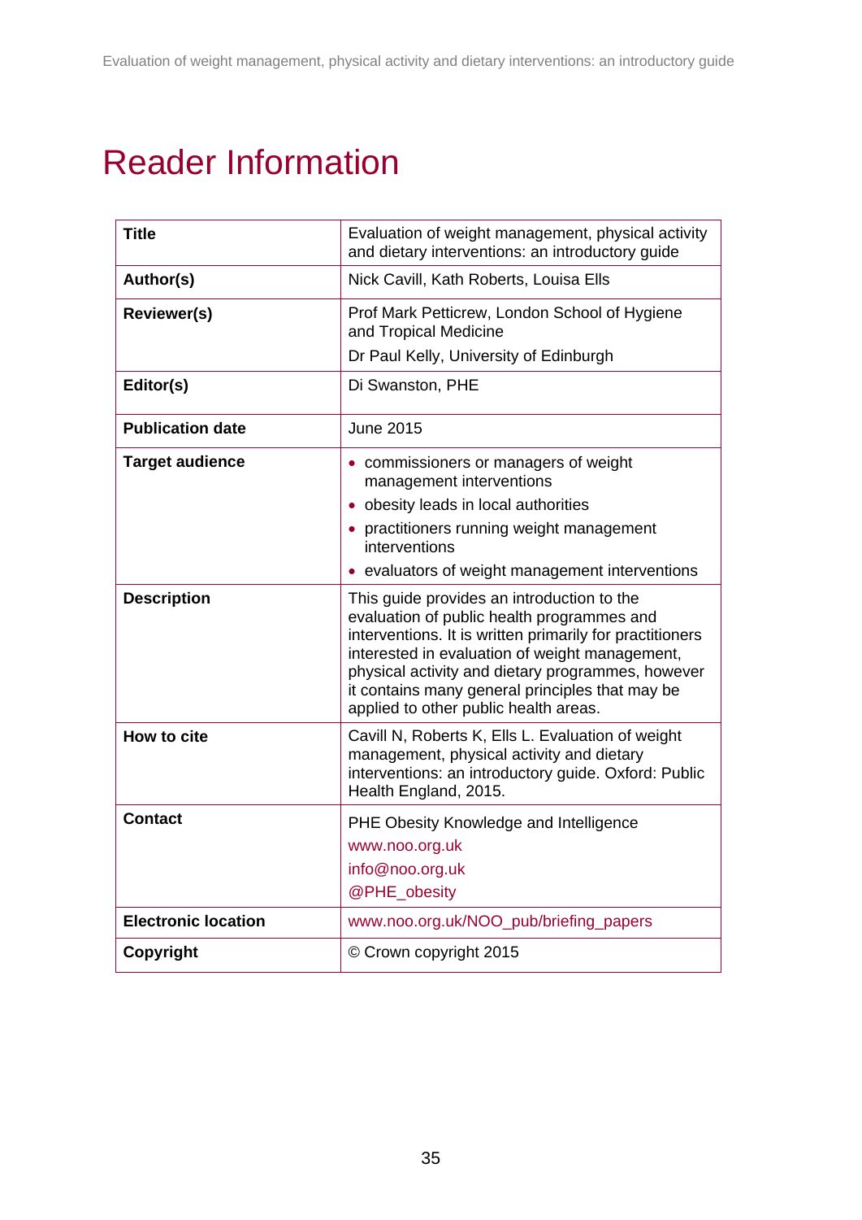# Reader Information

| | |
|---|---|
| **Title** | Evaluation of weight management, physical activity and dietary interventions: an introductory guide |
| **Author(s)** | Nick Cavill, Kath Roberts, Louisa Ells |
| **Reviewer(s)** | Prof Mark Petticrew, London School of Hygiene and Tropical Medicine<br>Dr Paul Kelly, University of Edinburgh |
| **Editor(s)** | Di Swanston, PHE |
| **Publication date** | June 2015 |
| **Target audience** | • commissioners or managers of weight management interventions<br>• obesity leads in local authorities<br>• practitioners running weight management interventions<br>• evaluators of weight management interventions |
| **Description** | This guide provides an introduction to the evaluation of public health programmes and interventions. It is written primarily for practitioners interested in evaluation of weight management, physical activity and dietary programmes, however it contains many general principles that may be applied to other public health areas. |
| **How to cite** | Cavill N, Roberts K, Ells L. Evaluation of weight management, physical activity and dietary interventions: an introductory guide. Oxford: Public Health England, 2015. |
| **Contact** | PHE Obesity Knowledge and Intelligence<br>www.noo.org.uk<br>info@noo.org.uk<br>@PHE_obesity |
| **Electronic location** | www.noo.org.uk/NOO_pub/briefing_papers |
| **Copyright** | © Crown copyright 2015 |